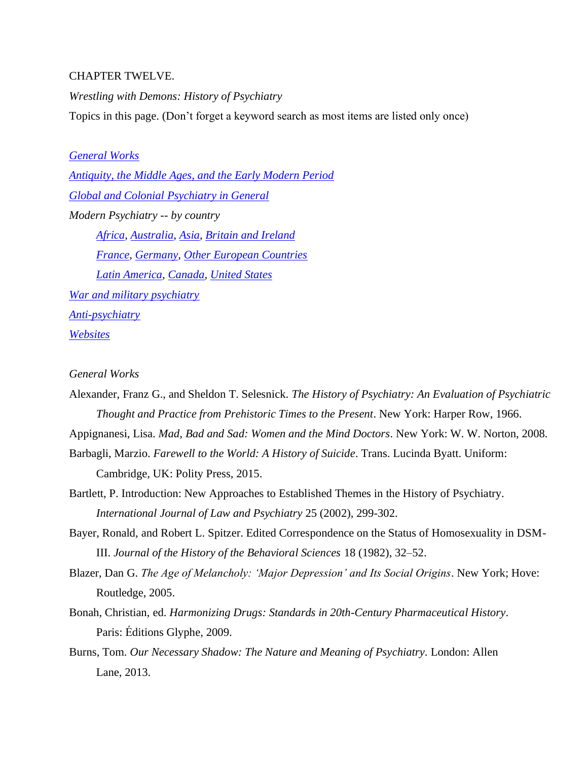CHAPTER TWELVE.

*Wrestling with Demons: History of Psychiatry*

Topics in this page. (Don't forget a keyword search as most items are listed only once)

*General Works*

*Antiquity, the Middle Ages, and the Early Modern Period*

*Global and Colonial Psychiatry in General*

*Modern Psychiatry -- by country*

- *Africa, Australia, Asia, Britain and Ireland*
- *France, Germany, Other European Countries*
- *Latin America, Canada, United States*

*War and military psychiatry*

*Anti-psychiatry*

*Websites*

## *General Works*

Alexander, Franz G., and Sheldon T. Selesnick. *The History of Psychiatry: An Evaluation of Psychiatric Thought and Practice from Prehistoric Times to the Present*. New York: Harper Row, 1966.

Appignanesi, Lisa. *Mad, Bad and Sad: Women and the Mind Doctors*. New York: W. W. Norton, 2008.

Barbagli, Marzio. *Farewell to the World: A History of Suicide*. Trans. Lucinda Byatt. Uniform: Cambridge, UK: Polity Press, 2015.

Bartlett, P. Introduction: New Approaches to Established Themes in the History of Psychiatry. *International Journal of Law and Psychiatry* 25 (2002), 299-302.

Bayer, Ronald, and Robert L. Spitzer. Edited Correspondence on the Status of Homosexuality in DSM-III. *Journal of the History of the Behavioral Sciences* 18 (1982), 32–52.

Blazer, Dan G. *The Age of Melancholy: 'Major Depression' and Its Social Origins*. New York; Hove: Routledge, 2005.

Bonah, Christian, ed. *Harmonizing Drugs: Standards in 20th-Century Pharmaceutical History*. Paris: Éditions Glyphe, 2009.

Burns, Tom. *Our Necessary Shadow: The Nature and Meaning of Psychiatry*. London: Allen Lane, 2013.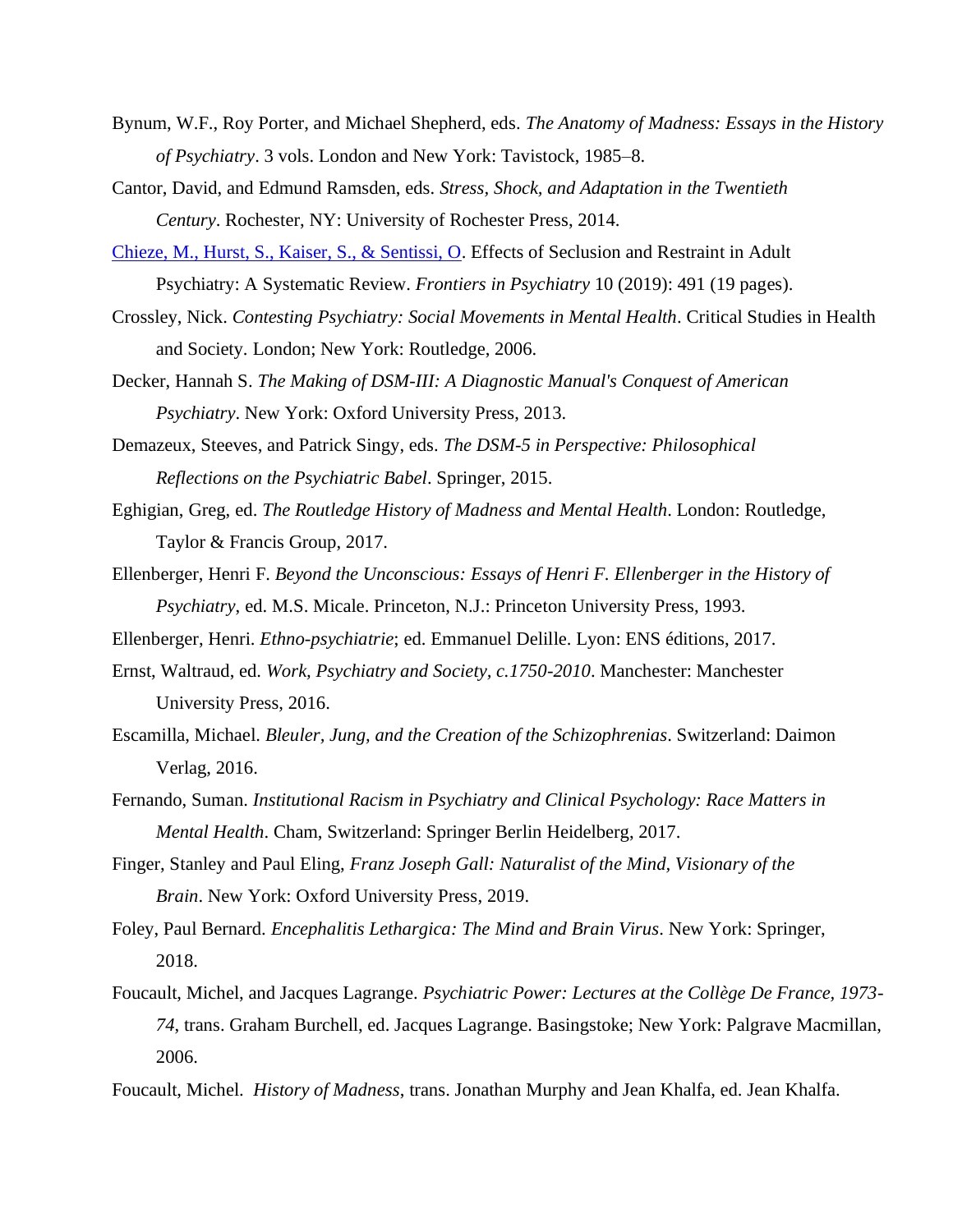Bynum, W.F., Roy Porter, and Michael Shepherd, eds. *The Anatomy of Madness: Essays in the History of Psychiatry*. 3 vols. London and New York: Tavistock, 1985–8.

Cantor, David, and Edmund Ramsden, eds. *Stress, Shock, and Adaptation in the Twentieth Century*. Rochester, NY: University of Rochester Press, 2014.

Chieze, M., Hurst, S., Kaiser, S., & Sentissi, O. Effects of Seclusion and Restraint in Adult Psychiatry: A Systematic Review. *Frontiers in Psychiatry* 10 (2019): 491 (19 pages).

Crossley, Nick. *Contesting Psychiatry: Social Movements in Mental Health*. Critical Studies in Health and Society. London; New York: Routledge, 2006.

Decker, Hannah S. *The Making of DSM-III: A Diagnostic Manual's Conquest of American Psychiatry*. New York: Oxford University Press, 2013.

Demazeux, Steeves, and Patrick Singy, eds. *The DSM-5 in Perspective: Philosophical Reflections on the Psychiatric Babel*. Springer, 2015.

Eghigian, Greg, ed. *The Routledge History of Madness and Mental Health*. London: Routledge, Taylor & Francis Group, 2017.

Ellenberger, Henri F. *Beyond the Unconscious: Essays of Henri F. Ellenberger in the History of Psychiatry*, ed. M.S. Micale. Princeton, N.J.: Princeton University Press, 1993.

Ellenberger, Henri. *Ethno-psychiatrie*; ed. Emmanuel Delille. Lyon: ENS éditions, 2017.

Ernst, Waltraud, ed. *Work, Psychiatry and Society, c.1750-2010*. Manchester: Manchester University Press, 2016.

Escamilla, Michael. *Bleuler, Jung, and the Creation of the Schizophrenias*. Switzerland: Daimon Verlag, 2016.

Fernando, Suman. *Institutional Racism in Psychiatry and Clinical Psychology: Race Matters in Mental Health*. Cham, Switzerland: Springer Berlin Heidelberg, 2017.

Finger, Stanley and Paul Eling, *Franz Joseph Gall: Naturalist of the Mind, Visionary of the Brain*. New York: Oxford University Press, 2019.

Foley, Paul Bernard. *Encephalitis Lethargica: The Mind and Brain Virus*. New York: Springer, 2018.

Foucault, Michel, and Jacques Lagrange. *Psychiatric Power: Lectures at the Collège De France, 1973-74*, trans. Graham Burchell, ed. Jacques Lagrange. Basingstoke; New York: Palgrave Macmillan, 2006.

Foucault, Michel. *History of Madness*, trans. Jonathan Murphy and Jean Khalfa, ed. Jean Khalfa.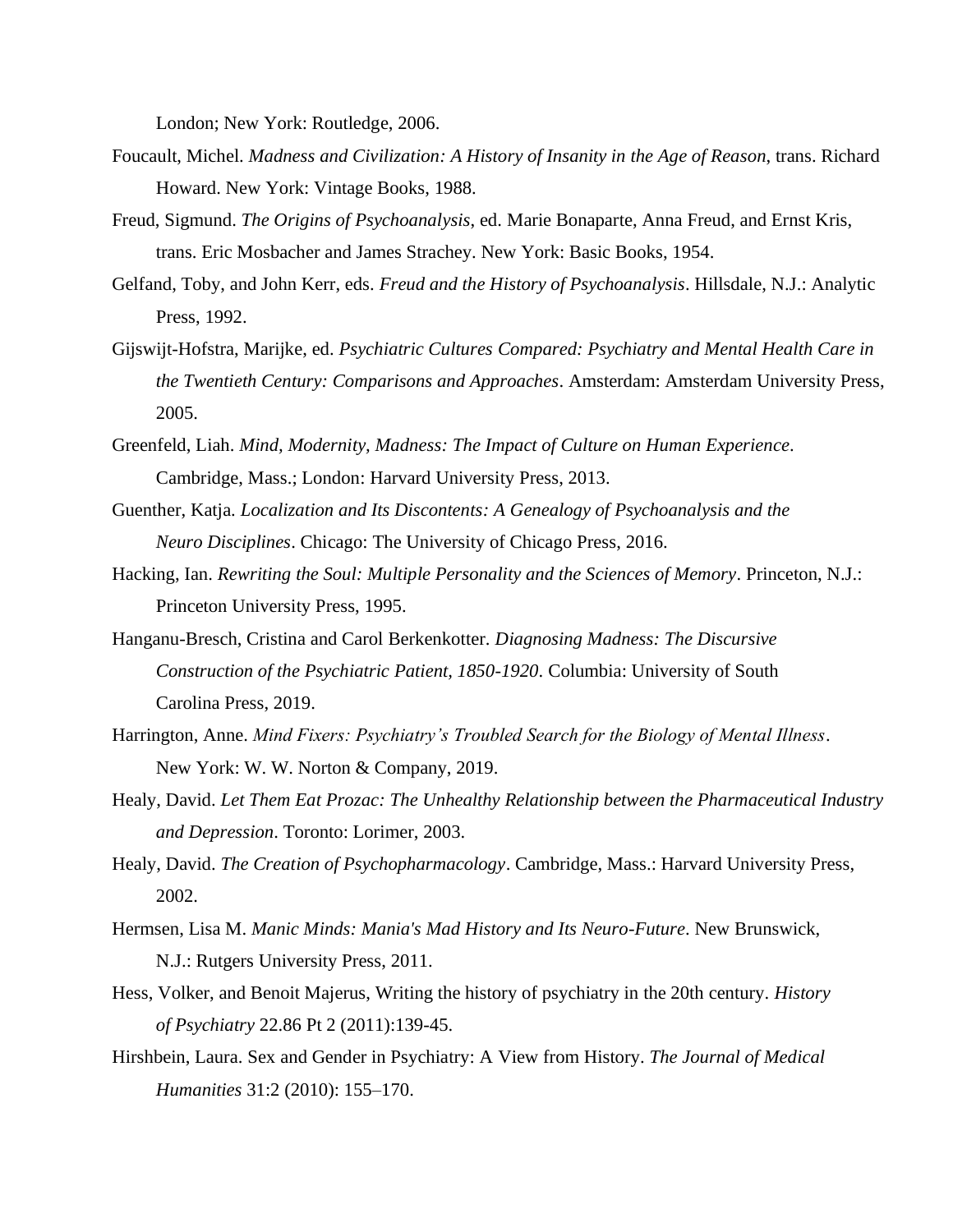London; New York: Routledge, 2006.

Foucault, Michel. *Madness and Civilization: A History of Insanity in the Age of Reason*, trans. Richard Howard. New York: Vintage Books, 1988.

Freud, Sigmund. *The Origins of Psychoanalysis*, ed. Marie Bonaparte, Anna Freud, and Ernst Kris, trans. Eric Mosbacher and James Strachey. New York: Basic Books, 1954.

Gelfand, Toby, and John Kerr, eds. *Freud and the History of Psychoanalysis*. Hillsdale, N.J.: Analytic Press, 1992.

Gijswijt-Hofstra, Marijke, ed. *Psychiatric Cultures Compared: Psychiatry and Mental Health Care in the Twentieth Century: Comparisons and Approaches*. Amsterdam: Amsterdam University Press, 2005.

Greenfeld, Liah. *Mind, Modernity, Madness: The Impact of Culture on Human Experience*. Cambridge, Mass.; London: Harvard University Press, 2013.

Guenther, Katja. *Localization and Its Discontents: A Genealogy of Psychoanalysis and the Neuro Disciplines*. Chicago: The University of Chicago Press, 2016.

Hacking, Ian. *Rewriting the Soul: Multiple Personality and the Sciences of Memory*. Princeton, N.J.: Princeton University Press, 1995.

Hanganu-Bresch, Cristina and Carol Berkenkotter. *Diagnosing Madness: The Discursive Construction of the Psychiatric Patient, 1850-1920*. Columbia: University of South Carolina Press, 2019.

Harrington, Anne. *Mind Fixers: Psychiatry's Troubled Search for the Biology of Mental Illness*. New York: W. W. Norton & Company, 2019.

Healy, David. *Let Them Eat Prozac: The Unhealthy Relationship between the Pharmaceutical Industry and Depression*. Toronto: Lorimer, 2003.

Healy, David. *The Creation of Psychopharmacology*. Cambridge, Mass.: Harvard University Press, 2002.

Hermsen, Lisa M. *Manic Minds: Mania's Mad History and Its Neuro-Future*. New Brunswick, N.J.: Rutgers University Press, 2011.

Hess, Volker, and Benoit Majerus, Writing the history of psychiatry in the 20th century. *History of Psychiatry* 22.86 Pt 2 (2011):139-45.

Hirshbein, Laura. Sex and Gender in Psychiatry: A View from History. *The Journal of Medical Humanities* 31:2 (2010): 155–170.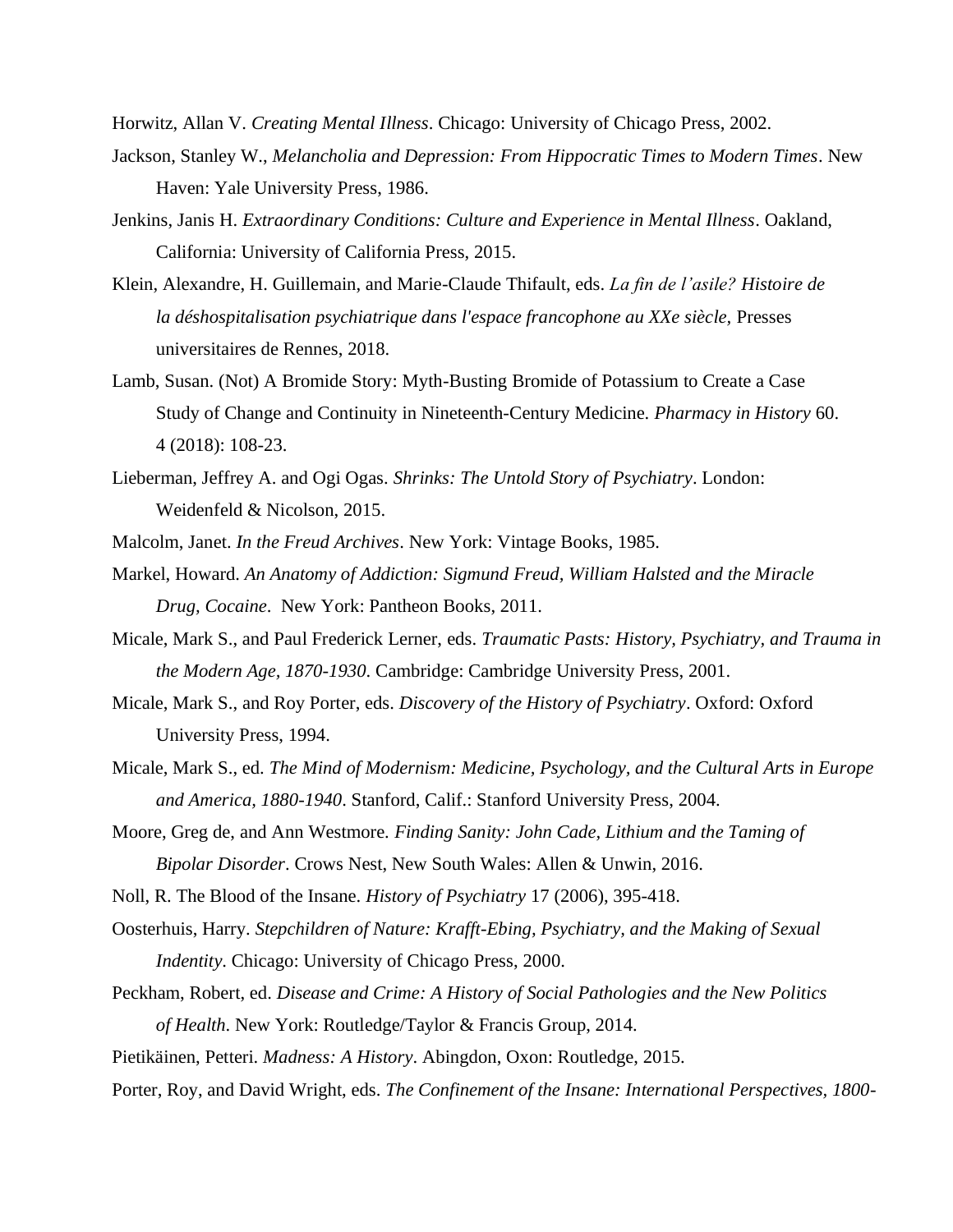Horwitz, Allan V. *Creating Mental Illness*. Chicago: University of Chicago Press, 2002.

Jackson, Stanley W., *Melancholia and Depression: From Hippocratic Times to Modern Times*. New Haven: Yale University Press, 1986.

Jenkins, Janis H. *Extraordinary Conditions: Culture and Experience in Mental Illness*. Oakland, California: University of California Press, 2015.

Klein, Alexandre, H. Guillemain, and Marie-Claude Thifault, eds. *La fin de l'asile? Histoire de la déshospitalisation psychiatrique dans l'espace francophone au XXe siècle,* Presses universitaires de Rennes, 2018.

Lamb, Susan. (Not) A Bromide Story: Myth-Busting Bromide of Potassium to Create a Case Study of Change and Continuity in Nineteenth-Century Medicine. *Pharmacy in History* 60. 4 (2018): 108-23.

Lieberman, Jeffrey A. and Ogi Ogas. *Shrinks: The Untold Story of Psychiatry*. London: Weidenfeld & Nicolson, 2015.

Malcolm, Janet. *In the Freud Archives*. New York: Vintage Books, 1985.

Markel, Howard. *An Anatomy of Addiction: Sigmund Freud, William Halsted and the Miracle Drug, Cocaine*. New York: Pantheon Books, 2011.

Micale, Mark S., and Paul Frederick Lerner, eds. *Traumatic Pasts: History, Psychiatry, and Trauma in the Modern Age, 1870-1930*. Cambridge: Cambridge University Press, 2001.

Micale, Mark S., and Roy Porter, eds. *Discovery of the History of Psychiatry*. Oxford: Oxford University Press, 1994.

Micale, Mark S., ed. *The Mind of Modernism: Medicine, Psychology, and the Cultural Arts in Europe and America, 1880-1940*. Stanford, Calif.: Stanford University Press, 2004.

Moore, Greg de, and Ann Westmore. *Finding Sanity: John Cade, Lithium and the Taming of Bipolar Disorder*. Crows Nest, New South Wales: Allen & Unwin, 2016.

Noll, R. The Blood of the Insane. *History of Psychiatry* 17 (2006), 395-418.

Oosterhuis, Harry. *Stepchildren of Nature: Krafft-Ebing, Psychiatry, and the Making of Sexual Indentity*. Chicago: University of Chicago Press, 2000.

Peckham, Robert, ed. *Disease and Crime: A History of Social Pathologies and the New Politics of Health*. New York: Routledge/Taylor & Francis Group, 2014.

Pietikäinen, Petteri. *Madness: A History*. Abingdon, Oxon: Routledge, 2015.

Porter, Roy, and David Wright, eds. *The Confinement of the Insane: International Perspectives, 1800-*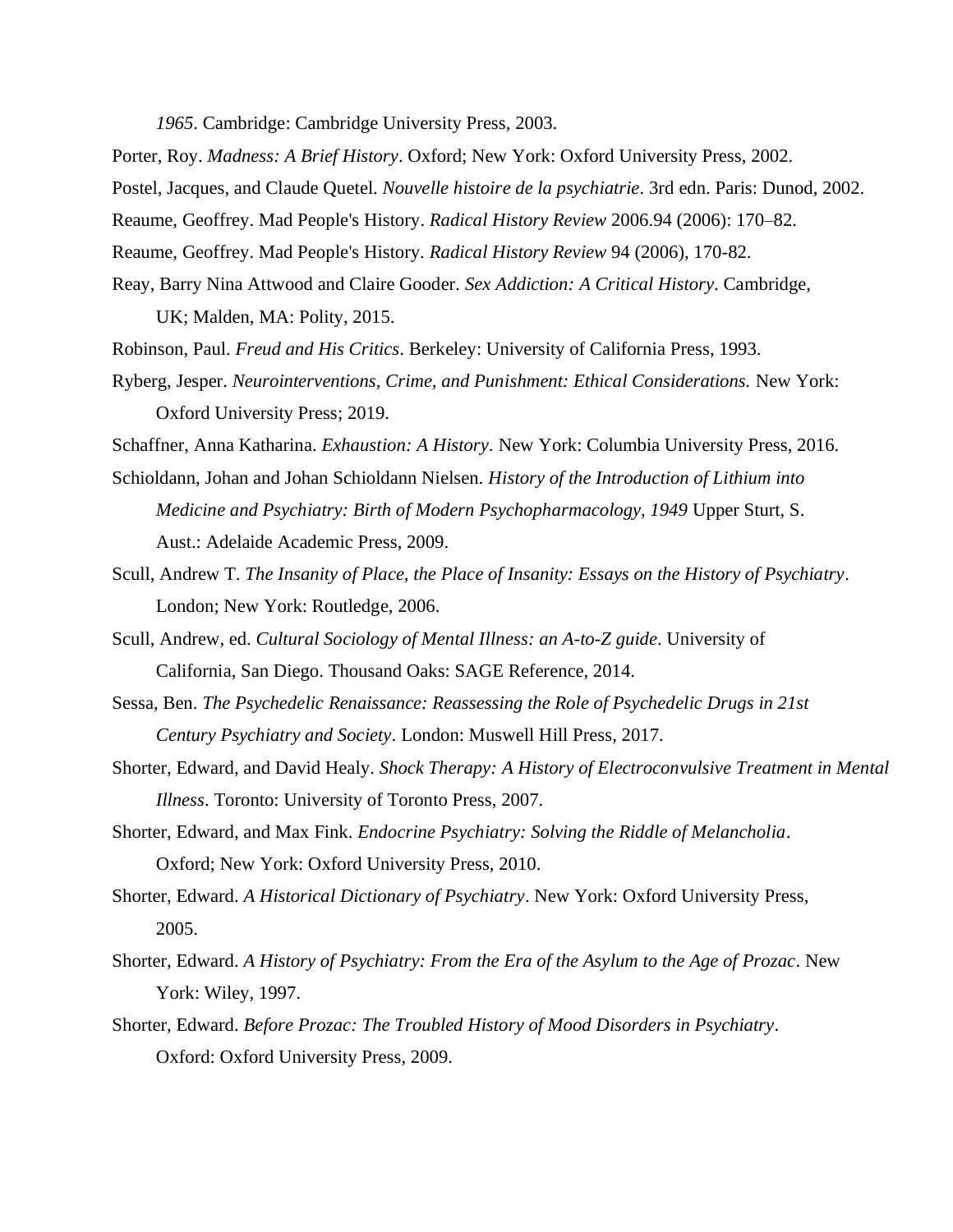*1965*. Cambridge: Cambridge University Press, 2003.

Porter, Roy. *Madness: A Brief History*. Oxford; New York: Oxford University Press, 2002.

Postel, Jacques, and Claude Quetel. *Nouvelle histoire de la psychiatrie*. 3rd edn. Paris: Dunod, 2002.

Reaume, Geoffrey. Mad People's History. *Radical History Review* 2006.94 (2006): 170–82.

Reaume, Geoffrey. Mad People's History. *Radical History Review* 94 (2006), 170-82.

Reay, Barry Nina Attwood and Claire Gooder. *Sex Addiction: A Critical History*. Cambridge, UK; Malden, MA: Polity, 2015.

Robinson, Paul. *Freud and His Critics*. Berkeley: University of California Press, 1993.

Ryberg, Jesper. *Neurointerventions, Crime, and Punishment: Ethical Considerations.* New York: Oxford University Press; 2019.

Schaffner, Anna Katharina. *Exhaustion: A History.* New York: Columbia University Press, 2016.

Schioldann, Johan and Johan Schioldann Nielsen. *History of the Introduction of Lithium into Medicine and Psychiatry: Birth of Modern Psychopharmacology, 1949* Upper Sturt, S. Aust.: Adelaide Academic Press, 2009.

Scull, Andrew T. *The Insanity of Place, the Place of Insanity: Essays on the History of Psychiatry*. London; New York: Routledge, 2006.

Scull, Andrew, ed. *Cultural Sociology of Mental Illness: an A-to-Z guide*. University of California, San Diego. Thousand Oaks: SAGE Reference, 2014.

Sessa, Ben. *The Psychedelic Renaissance: Reassessing the Role of Psychedelic Drugs in 21st Century Psychiatry and Society*. London: Muswell Hill Press, 2017.

Shorter, Edward, and David Healy. *Shock Therapy: A History of Electroconvulsive Treatment in Mental Illness*. Toronto: University of Toronto Press, 2007.

Shorter, Edward, and Max Fink. *Endocrine Psychiatry: Solving the Riddle of Melancholia*. Oxford; New York: Oxford University Press, 2010.

Shorter, Edward. *A Historical Dictionary of Psychiatry*. New York: Oxford University Press, 2005.

Shorter, Edward. *A History of Psychiatry: From the Era of the Asylum to the Age of Prozac*. New York: Wiley, 1997.

Shorter, Edward. *Before Prozac: The Troubled History of Mood Disorders in Psychiatry*. Oxford: Oxford University Press, 2009.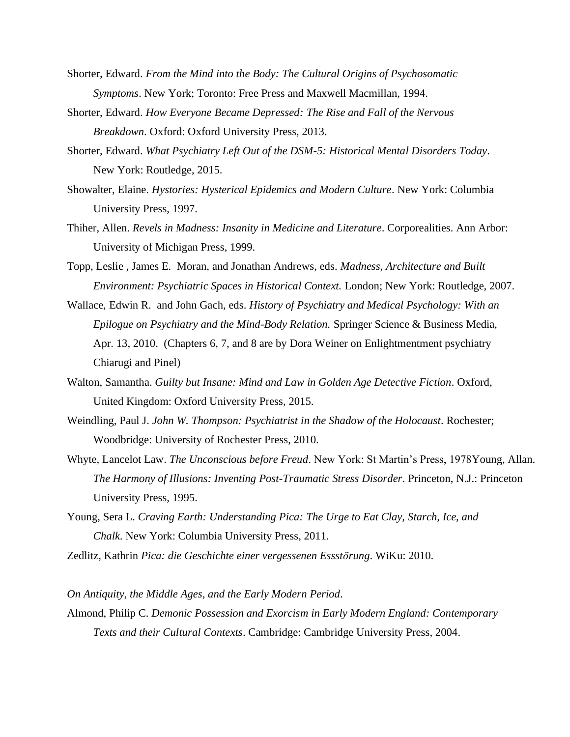Shorter, Edward. *From the Mind into the Body: The Cultural Origins of Psychosomatic Symptoms*. New York; Toronto: Free Press and Maxwell Macmillan, 1994.

Shorter, Edward. *How Everyone Became Depressed: The Rise and Fall of the Nervous Breakdown*. Oxford: Oxford University Press, 2013.

Shorter, Edward. *What Psychiatry Left Out of the DSM-5: Historical Mental Disorders Today*. New York: Routledge, 2015.

Showalter, Elaine. *Hystories: Hysterical Epidemics and Modern Culture*. New York: Columbia University Press, 1997.

Thiher, Allen. *Revels in Madness: Insanity in Medicine and Literature*. Corporealities. Ann Arbor: University of Michigan Press, 1999.

Topp, Leslie , James E. Moran, and Jonathan Andrews, eds. *Madness, Architecture and Built Environment: Psychiatric Spaces in Historical Context.* London; New York: Routledge, 2007.

Wallace, Edwin R. and John Gach, eds. *History of Psychiatry and Medical Psychology: With an Epilogue on Psychiatry and the Mind-Body Relation.* Springer Science & Business Media, Apr. 13, 2010. (Chapters 6, 7, and 8 are by Dora Weiner on Enlightmentment psychiatry Chiarugi and Pinel)

Walton, Samantha. *Guilty but Insane: Mind and Law in Golden Age Detective Fiction*. Oxford, United Kingdom: Oxford University Press, 2015.

Weindling, Paul J. *John W. Thompson: Psychiatrist in the Shadow of the Holocaust*. Rochester; Woodbridge: University of Rochester Press, 2010.

Whyte, Lancelot Law. *The Unconscious before Freud*. New York: St Martin's Press, 1978Young, Allan. *The Harmony of Illusions: Inventing Post-Traumatic Stress Disorder*. Princeton, N.J.: Princeton University Press, 1995.

Young, Sera L. *Craving Earth: Understanding Pica: The Urge to Eat Clay, Starch, Ice, and Chalk.* New York: Columbia University Press, 2011.

Zedlitz, Kathrin *Pica: die Geschichte einer vergessenen Essstörung*. WiKu: 2010.

*On Antiquity, the Middle Ages, and the Early Modern Period*.

Almond, Philip C. *Demonic Possession and Exorcism in Early Modern England: Contemporary Texts and their Cultural Contexts*. Cambridge: Cambridge University Press, 2004.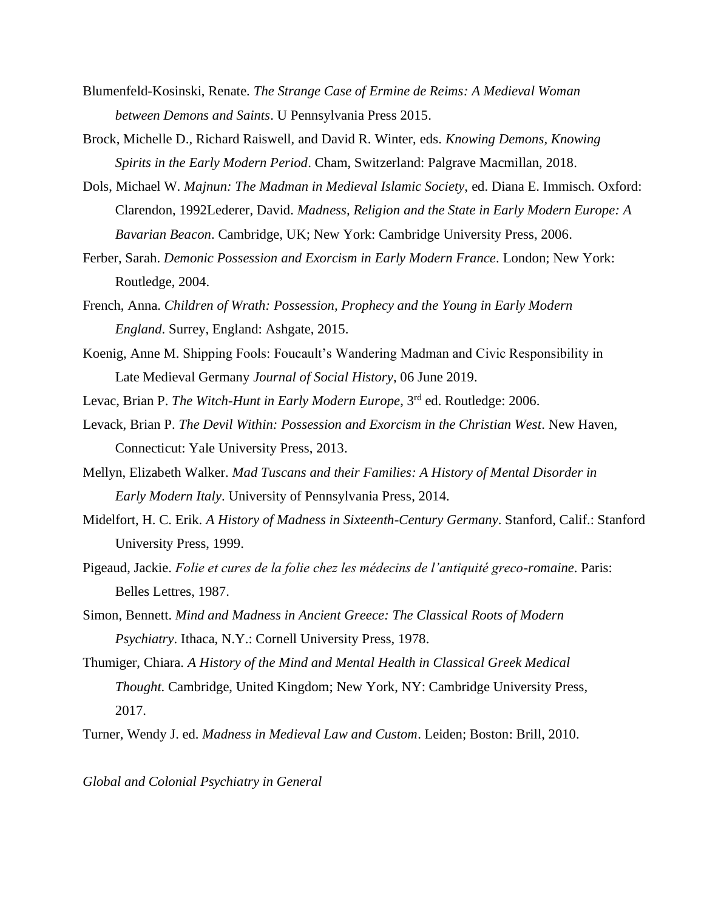Blumenfeld-Kosinski, Renate. *The Strange Case of Ermine de Reims: A Medieval Woman between Demons and Saints*. U Pennsylvania Press 2015.

Brock, Michelle D., Richard Raiswell, and David R. Winter, eds. *Knowing Demons, Knowing Spirits in the Early Modern Period*. Cham, Switzerland: Palgrave Macmillan, 2018.

Dols, Michael W. *Majnun: The Madman in Medieval Islamic Society*, ed. Diana E. Immisch. Oxford: Clarendon, 1992Lederer, David. *Madness, Religion and the State in Early Modern Europe: A Bavarian Beacon*. Cambridge, UK; New York: Cambridge University Press, 2006.

Ferber, Sarah. *Demonic Possession and Exorcism in Early Modern France*. London; New York: Routledge, 2004.

French, Anna. *Children of Wrath: Possession, Prophecy and the Young in Early Modern England*. Surrey, England: Ashgate, 2015.

Koenig, Anne M. Shipping Fools: Foucault's Wandering Madman and Civic Responsibility in Late Medieval Germany *Journal of Social History*, 06 June 2019.

Levac, Brian P. *The Witch-Hunt in Early Modern Europe*, 3rd ed. Routledge: 2006.

Levack, Brian P. *The Devil Within: Possession and Exorcism in the Christian West*. New Haven, Connecticut: Yale University Press, 2013.

Mellyn, Elizabeth Walker. *Mad Tuscans and their Families: A History of Mental Disorder in Early Modern Italy*. University of Pennsylvania Press, 2014.

Midelfort, H. C. Erik. *A History of Madness in Sixteenth-Century Germany*. Stanford, Calif.: Stanford University Press, 1999.

Pigeaud, Jackie. *Folie et cures de la folie chez les médecins de l'antiquité greco-romaine*. Paris: Belles Lettres, 1987.

Simon, Bennett. *Mind and Madness in Ancient Greece: The Classical Roots of Modern Psychiatry*. Ithaca, N.Y.: Cornell University Press, 1978.

Thumiger, Chiara. *A History of the Mind and Mental Health in Classical Greek Medical Thought*. Cambridge, United Kingdom; New York, NY: Cambridge University Press, 2017.

Turner, Wendy J. ed. *Madness in Medieval Law and Custom*. Leiden; Boston: Brill, 2010.

*Global and Colonial Psychiatry in General*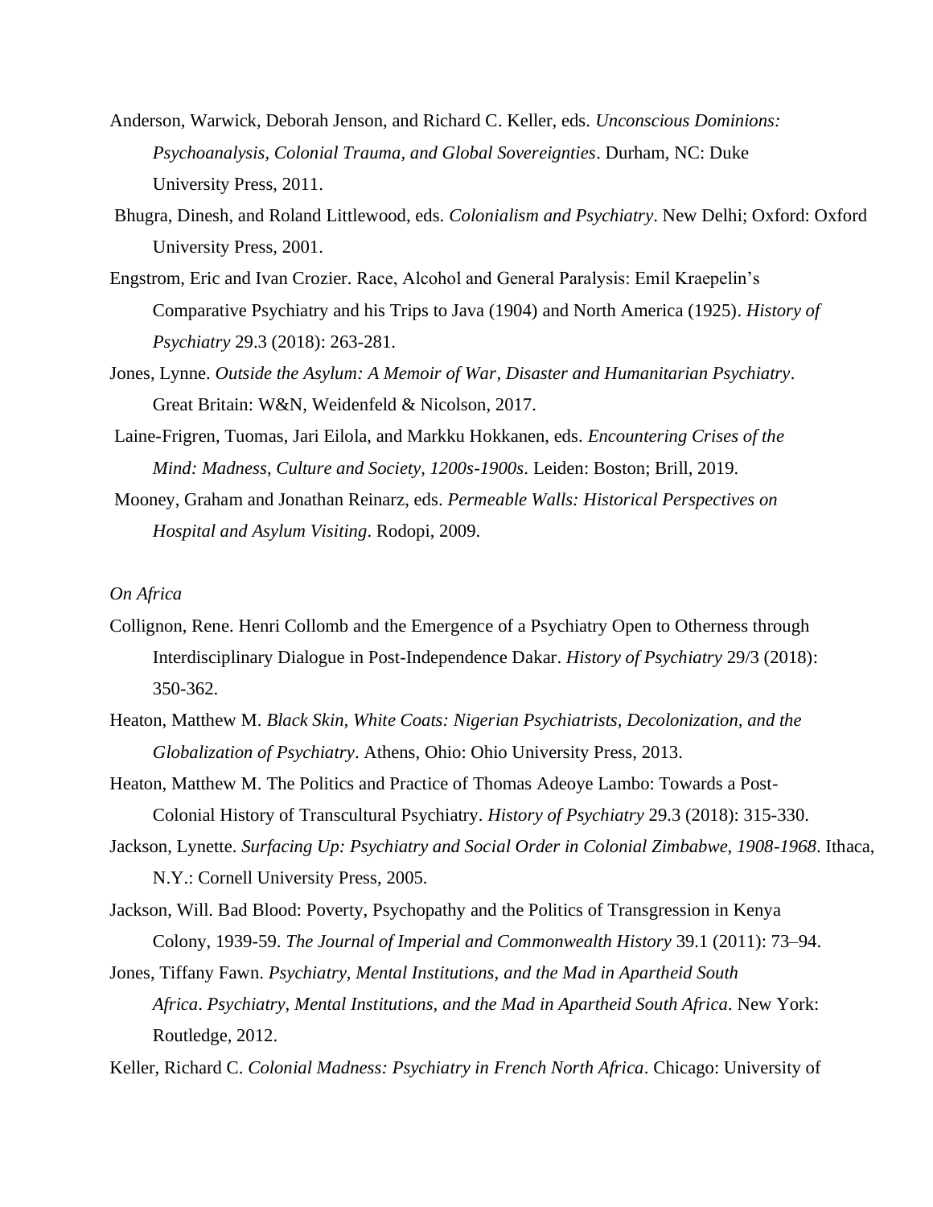Anderson, Warwick, Deborah Jenson, and Richard C. Keller, eds. *Unconscious Dominions: Psychoanalysis, Colonial Trauma, and Global Sovereignties*. Durham, NC: Duke University Press, 2011.

Bhugra, Dinesh, and Roland Littlewood, eds. *Colonialism and Psychiatry*. New Delhi; Oxford: Oxford University Press, 2001.

Engstrom, Eric and Ivan Crozier. Race, Alcohol and General Paralysis: Emil Kraepelin's Comparative Psychiatry and his Trips to Java (1904) and North America (1925). *History of Psychiatry* 29.3 (2018): 263-281.

Jones, Lynne. *Outside the Asylum: A Memoir of War, Disaster and Humanitarian Psychiatry*. Great Britain: W&N, Weidenfeld & Nicolson, 2017.

Laine-Frigren, Tuomas, Jari Eilola, and Markku Hokkanen, eds. *Encountering Crises of the Mind: Madness, Culture and Society, 1200s-1900s*. Leiden: Boston; Brill, 2019.

Mooney, Graham and Jonathan Reinarz, eds. *Permeable Walls: Historical Perspectives on Hospital and Asylum Visiting*. Rodopi, 2009.

*On Africa*

Collignon, Rene. Henri Collomb and the Emergence of a Psychiatry Open to Otherness through Interdisciplinary Dialogue in Post-Independence Dakar. *History of Psychiatry* 29/3 (2018): 350-362.

Heaton, Matthew M. *Black Skin, White Coats: Nigerian Psychiatrists, Decolonization, and the Globalization of Psychiatry*. Athens, Ohio: Ohio University Press, 2013.

Heaton, Matthew M. The Politics and Practice of Thomas Adeoye Lambo: Towards a Post-Colonial History of Transcultural Psychiatry. *History of Psychiatry* 29.3 (2018): 315-330.

Jackson, Lynette. *Surfacing Up: Psychiatry and Social Order in Colonial Zimbabwe, 1908-1968*. Ithaca, N.Y.: Cornell University Press, 2005.

Jackson, Will. Bad Blood: Poverty, Psychopathy and the Politics of Transgression in Kenya Colony, 1939-59. *The Journal of Imperial and Commonwealth History* 39.1 (2011): 73–94.

Jones, Tiffany Fawn. *Psychiatry, Mental Institutions, and the Mad in Apartheid South Africa*. *Psychiatry, Mental Institutions, and the Mad in Apartheid South Africa*. New York: Routledge, 2012.

Keller, Richard C. *Colonial Madness: Psychiatry in French North Africa*. Chicago: University of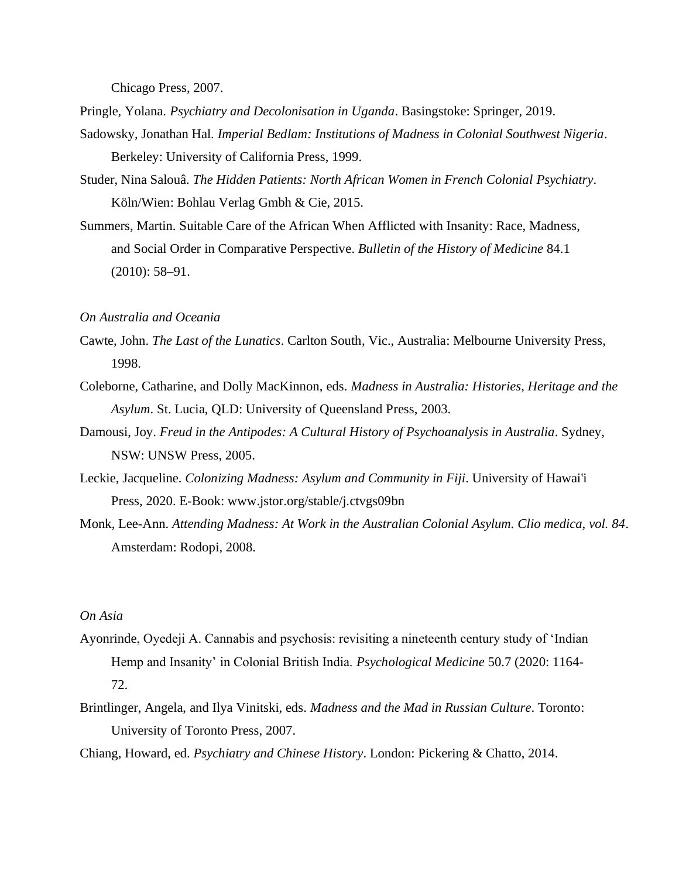Chicago Press, 2007.

Pringle, Yolana. *Psychiatry and Decolonisation in Uganda*. Basingstoke: Springer, 2019.

Sadowsky, Jonathan Hal. *Imperial Bedlam: Institutions of Madness in Colonial Southwest Nigeria*. Berkeley: University of California Press, 1999.

Studer, Nina Salouâ. *The Hidden Patients: North African Women in French Colonial Psychiatry*. Köln/Wien: Bohlau Verlag Gmbh & Cie, 2015.

Summers, Martin. Suitable Care of the African When Afflicted with Insanity: Race, Madness, and Social Order in Comparative Perspective. *Bulletin of the History of Medicine* 84.1 (2010): 58–91.

*On Australia and Oceania*

Cawte, John. *The Last of the Lunatics*. Carlton South, Vic., Australia: Melbourne University Press, 1998.

Coleborne, Catharine, and Dolly MacKinnon, eds. *Madness in Australia: Histories, Heritage and the Asylum*. St. Lucia, QLD: University of Queensland Press, 2003.

Damousi, Joy. *Freud in the Antipodes: A Cultural History of Psychoanalysis in Australia*. Sydney, NSW: UNSW Press, 2005.

Leckie, Jacqueline. *Colonizing Madness: Asylum and Community in Fiji*. University of Hawai'i Press, 2020. E-Book: www.jstor.org/stable/j.ctvgs09bn

Monk, Lee-Ann. *Attending Madness: At Work in the Australian Colonial Asylum. Clio medica, vol. 84*. Amsterdam: Rodopi, 2008.

*On Asia*

Ayonrinde, Oyedeji A. Cannabis and psychosis: revisiting a nineteenth century study of 'Indian Hemp and Insanity' in Colonial British India. *Psychological Medicine* 50.7 (2020: 1164-72.

Brintlinger, Angela, and Ilya Vinitski, eds. *Madness and the Mad in Russian Culture*. Toronto: University of Toronto Press, 2007.

Chiang, Howard, ed. *Psychiatry and Chinese History*. London: Pickering & Chatto, 2014.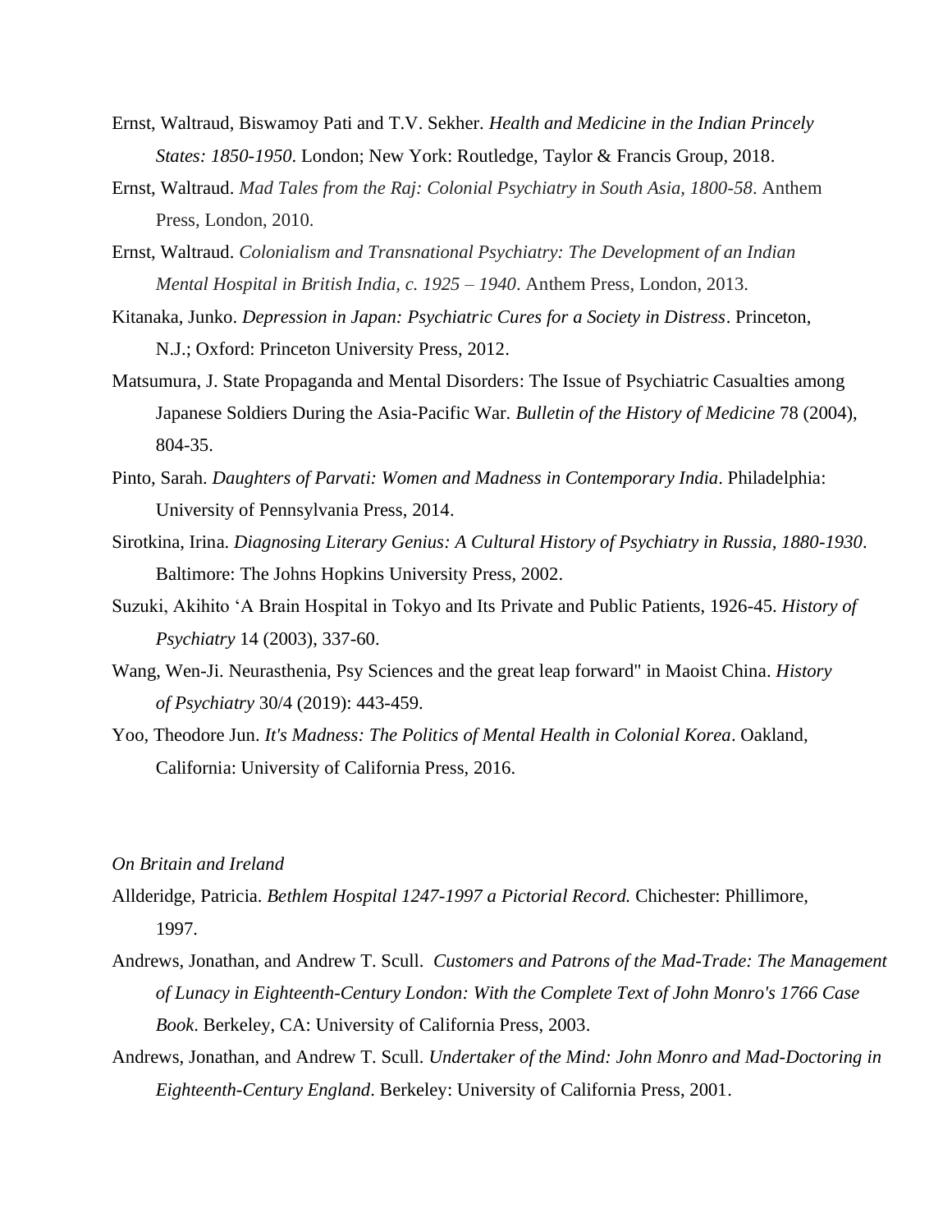Ernst, Waltraud, Biswamoy Pati and T.V. Sekher. *Health and Medicine in the Indian Princely States: 1850-1950*. London; New York: Routledge, Taylor & Francis Group, 2018.

Ernst, Waltraud. *Mad Tales from the Raj: Colonial Psychiatry in South Asia, 1800-58*. Anthem Press, London, 2010.

Ernst, Waltraud. *Colonialism and Transnational Psychiatry: The Development of an Indian Mental Hospital in British India, c. 1925 – 1940*. Anthem Press, London, 2013.

Kitanaka, Junko. *Depression in Japan: Psychiatric Cures for a Society in Distress*. Princeton, N.J.; Oxford: Princeton University Press, 2012.

Matsumura, J. State Propaganda and Mental Disorders: The Issue of Psychiatric Casualties among Japanese Soldiers During the Asia-Pacific War. *Bulletin of the History of Medicine* 78 (2004), 804-35.

Pinto, Sarah. *Daughters of Parvati: Women and Madness in Contemporary India*. Philadelphia: University of Pennsylvania Press, 2014.

Sirotkina, Irina. *Diagnosing Literary Genius: A Cultural History of Psychiatry in Russia, 1880-1930*. Baltimore: The Johns Hopkins University Press, 2002.

Suzuki, Akihito 'A Brain Hospital in Tokyo and Its Private and Public Patients, 1926-45. *History of Psychiatry* 14 (2003), 337-60.

Wang, Wen-Ji. Neurasthenia, Psy Sciences and the great leap forward" in Maoist China. *History of Psychiatry* 30/4 (2019): 443-459.

Yoo, Theodore Jun. *It's Madness: The Politics of Mental Health in Colonial Korea*. Oakland, California: University of California Press, 2016.

*On Britain and Ireland*

Allderidge, Patricia. *Bethlem Hospital 1247-1997 a Pictorial Record.* Chichester: Phillimore, 1997.

Andrews, Jonathan, and Andrew T. Scull. *Customers and Patrons of the Mad-Trade: The Management of Lunacy in Eighteenth-Century London: With the Complete Text of John Monro's 1766 Case Book*. Berkeley, CA: University of California Press, 2003.

Andrews, Jonathan, and Andrew T. Scull. *Undertaker of the Mind: John Monro and Mad-Doctoring in Eighteenth-Century England*. Berkeley: University of California Press, 2001.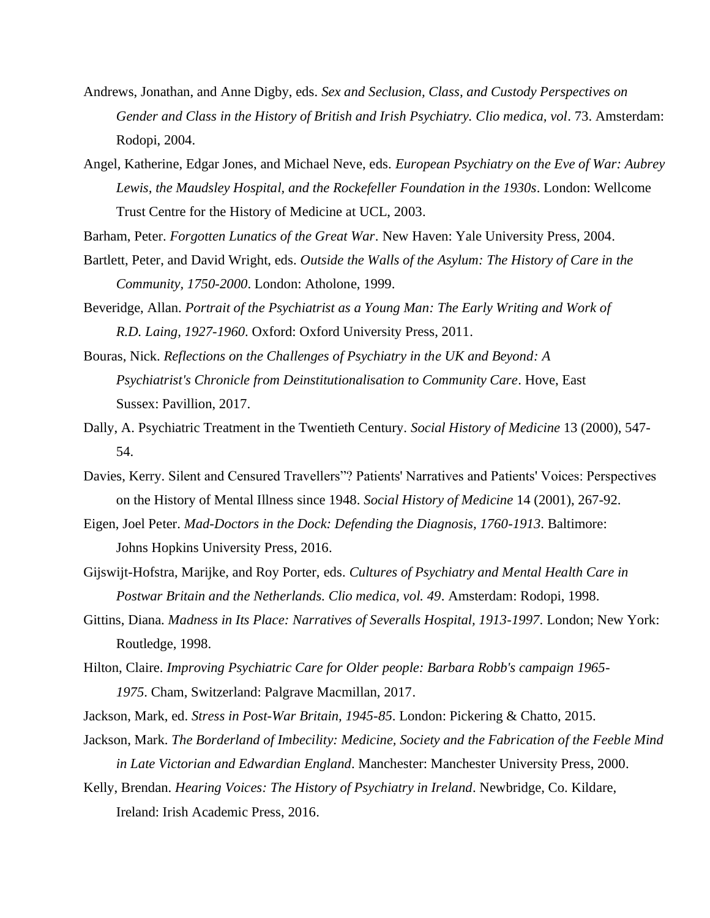Andrews, Jonathan, and Anne Digby, eds. *Sex and Seclusion, Class, and Custody Perspectives on Gender and Class in the History of British and Irish Psychiatry. Clio medica, vol*. 73. Amsterdam: Rodopi, 2004.

Angel, Katherine, Edgar Jones, and Michael Neve, eds. *European Psychiatry on the Eve of War: Aubrey Lewis, the Maudsley Hospital, and the Rockefeller Foundation in the 1930s*. London: Wellcome Trust Centre for the History of Medicine at UCL, 2003.

Barham, Peter. *Forgotten Lunatics of the Great War*. New Haven: Yale University Press, 2004.

Bartlett, Peter, and David Wright, eds. *Outside the Walls of the Asylum: The History of Care in the Community, 1750-2000*. London: Atholone, 1999.

Beveridge, Allan. *Portrait of the Psychiatrist as a Young Man: The Early Writing and Work of R.D. Laing, 1927-1960*. Oxford: Oxford University Press, 2011.

Bouras, Nick. *Reflections on the Challenges of Psychiatry in the UK and Beyond: A Psychiatrist's Chronicle from Deinstitutionalisation to Community Care*. Hove, East Sussex: Pavillion, 2017.

Dally, A. Psychiatric Treatment in the Twentieth Century. *Social History of Medicine* 13 (2000), 547-54.

Davies, Kerry. Silent and Censured Travellers"? Patients' Narratives and Patients' Voices: Perspectives on the History of Mental Illness since 1948. *Social History of Medicine* 14 (2001), 267-92.

Eigen, Joel Peter. *Mad-Doctors in the Dock: Defending the Diagnosis, 1760-1913*. Baltimore: Johns Hopkins University Press, 2016.

Gijswijt-Hofstra, Marijke, and Roy Porter, eds. *Cultures of Psychiatry and Mental Health Care in Postwar Britain and the Netherlands. Clio medica, vol. 49*. Amsterdam: Rodopi, 1998.

Gittins, Diana. *Madness in Its Place: Narratives of Severalls Hospital, 1913-1997*. London; New York: Routledge, 1998.

Hilton, Claire. *Improving Psychiatric Care for Older people: Barbara Robb's campaign 1965-1975*. Cham, Switzerland: Palgrave Macmillan, 2017.

Jackson, Mark, ed. *Stress in Post-War Britain, 1945-85*. London: Pickering & Chatto, 2015.

Jackson, Mark. *The Borderland of Imbecility: Medicine, Society and the Fabrication of the Feeble Mind in Late Victorian and Edwardian England*. Manchester: Manchester University Press, 2000.

Kelly, Brendan. *Hearing Voices: The History of Psychiatry in Ireland*. Newbridge, Co. Kildare, Ireland: Irish Academic Press, 2016.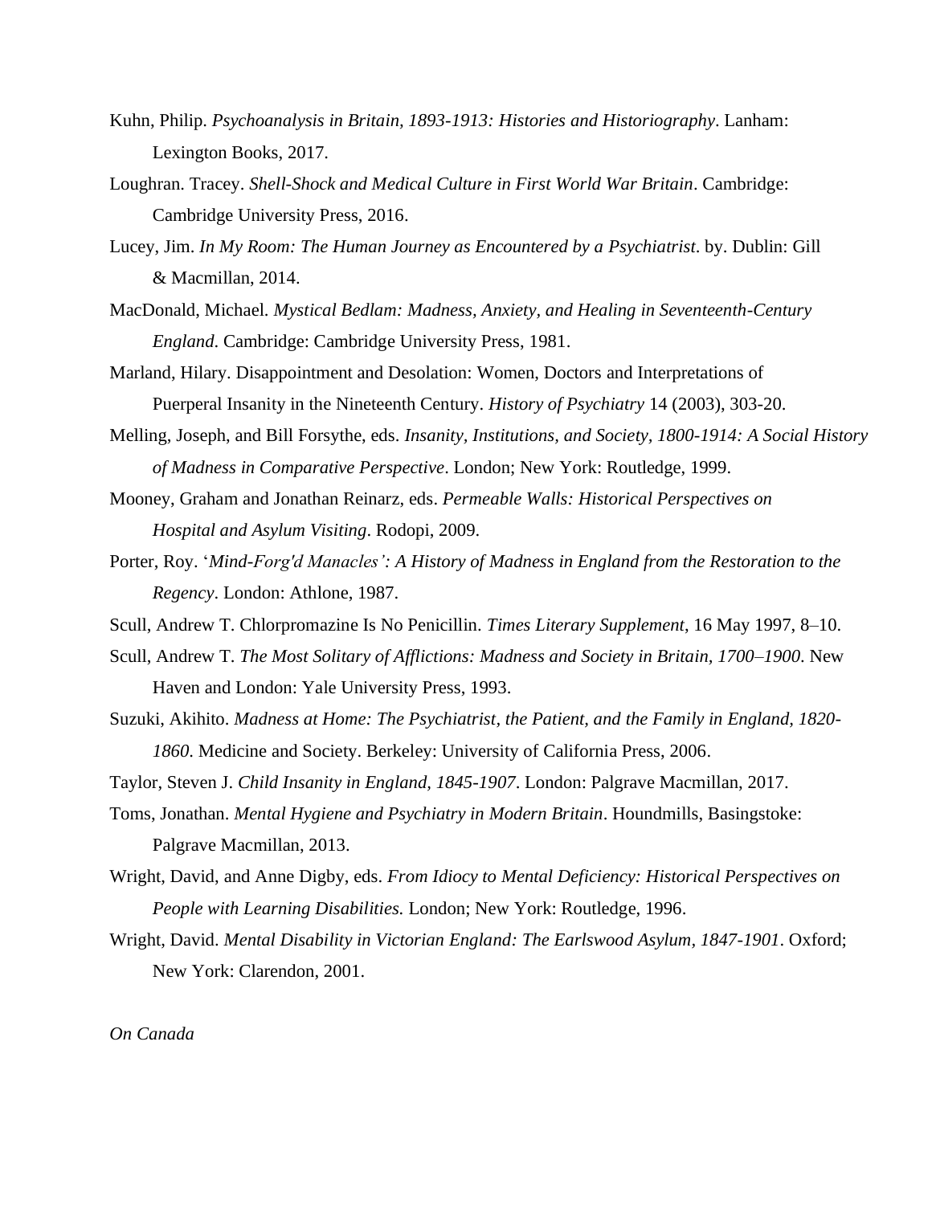Kuhn, Philip. *Psychoanalysis in Britain, 1893-1913: Histories and Historiography*. Lanham: Lexington Books, 2017.

Loughran. Tracey. *Shell-Shock and Medical Culture in First World War Britain*. Cambridge: Cambridge University Press, 2016.

Lucey, Jim. *In My Room: The Human Journey as Encountered by a Psychiatrist*. by. Dublin: Gill & Macmillan, 2014.

MacDonald, Michael. *Mystical Bedlam: Madness, Anxiety, and Healing in Seventeenth-Century England*. Cambridge: Cambridge University Press, 1981.

Marland, Hilary. Disappointment and Desolation: Women, Doctors and Interpretations of Puerperal Insanity in the Nineteenth Century. *History of Psychiatry* 14 (2003), 303-20.

Melling, Joseph, and Bill Forsythe, eds. *Insanity, Institutions, and Society, 1800-1914: A Social History of Madness in Comparative Perspective*. London; New York: Routledge, 1999.

Mooney, Graham and Jonathan Reinarz, eds. *Permeable Walls: Historical Perspectives on Hospital and Asylum Visiting*. Rodopi, 2009.

Porter, Roy. '*Mind-Forg'd Manacles': A History of Madness in England from the Restoration to the Regency*. London: Athlone, 1987.

Scull, Andrew T. Chlorpromazine Is No Penicillin. *Times Literary Supplement*, 16 May 1997, 8–10.

Scull, Andrew T. *The Most Solitary of Afflictions: Madness and Society in Britain, 1700–1900*. New Haven and London: Yale University Press, 1993.

Suzuki, Akihito. *Madness at Home: The Psychiatrist, the Patient, and the Family in England, 1820-1860*. Medicine and Society. Berkeley: University of California Press, 2006.

Taylor, Steven J. *Child Insanity in England, 1845-1907*. London: Palgrave Macmillan, 2017.

Toms, Jonathan. *Mental Hygiene and Psychiatry in Modern Britain*. Houndmills, Basingstoke: Palgrave Macmillan, 2013.

Wright, David, and Anne Digby, eds. *From Idiocy to Mental Deficiency: Historical Perspectives on People with Learning Disabilities.* London; New York: Routledge, 1996.

Wright, David. *Mental Disability in Victorian England: The Earlswood Asylum, 1847-1901*. Oxford; New York: Clarendon, 2001.

*On Canada*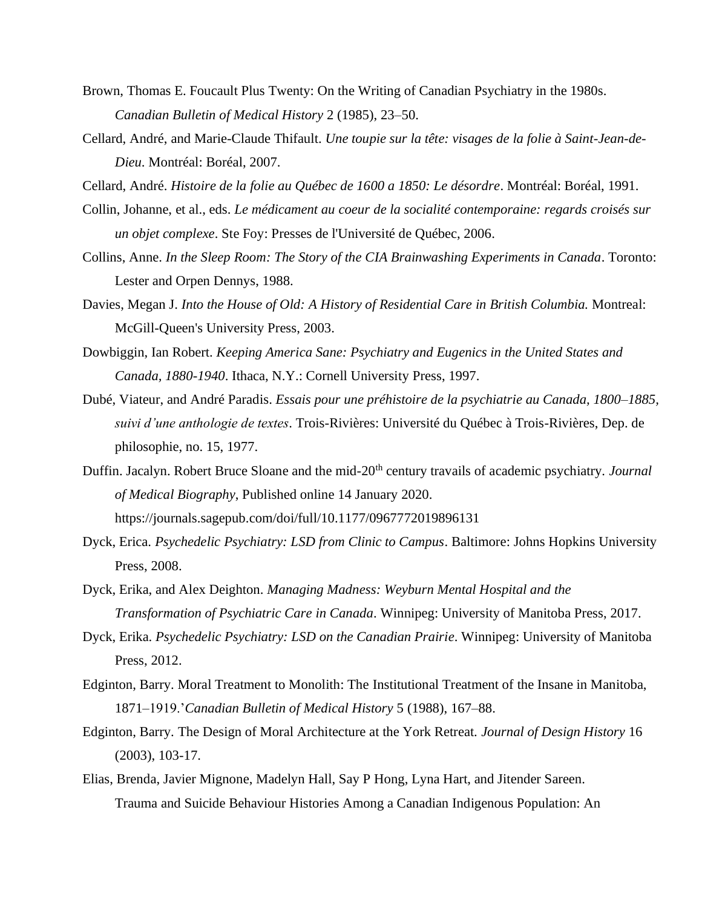Brown, Thomas E. Foucault Plus Twenty: On the Writing of Canadian Psychiatry in the 1980s. *Canadian Bulletin of Medical History* 2 (1985), 23–50.

Cellard, André, and Marie-Claude Thifault. *Une toupie sur la tête: visages de la folie à Saint-Jean-de-Dieu*. Montréal: Boréal, 2007.

Cellard, André. *Histoire de la folie au Québec de 1600 a 1850: Le désordre*. Montréal: Boréal, 1991.

Collin, Johanne, et al., eds. *Le médicament au coeur de la socialité contemporaine: regards croisés sur un objet complexe*. Ste Foy: Presses de l'Université de Québec, 2006.

Collins, Anne. *In the Sleep Room: The Story of the CIA Brainwashing Experiments in Canada*. Toronto: Lester and Orpen Dennys, 1988.

Davies, Megan J. *Into the House of Old: A History of Residential Care in British Columbia.* Montreal: McGill-Queen's University Press, 2003.

Dowbiggin, Ian Robert. *Keeping America Sane: Psychiatry and Eugenics in the United States and Canada, 1880-1940*. Ithaca, N.Y.: Cornell University Press, 1997.

Dubé, Viateur, and André Paradis. *Essais pour une préhistoire de la psychiatrie au Canada, 1800–1885, suivi d'une anthologie de textes*. Trois-Rivières: Université du Québec à Trois-Rivières, Dep. de philosophie, no. 15, 1977.

Duffin. Jacalyn. Robert Bruce Sloane and the mid-20th century travails of academic psychiatry. *Journal of Medical Biography*, Published online 14 January 2020. https://journals.sagepub.com/doi/full/10.1177/0967772019896131

Dyck, Erica. *Psychedelic Psychiatry: LSD from Clinic to Campus*. Baltimore: Johns Hopkins University Press, 2008.

Dyck, Erika, and Alex Deighton. *Managing Madness: Weyburn Mental Hospital and the Transformation of Psychiatric Care in Canada*. Winnipeg: University of Manitoba Press, 2017.

Dyck, Erika. *Psychedelic Psychiatry: LSD on the Canadian Prairie*. Winnipeg: University of Manitoba Press, 2012.

Edginton, Barry. Moral Treatment to Monolith: The Institutional Treatment of the Insane in Manitoba, 1871–1919.'*Canadian Bulletin of Medical History* 5 (1988), 167–88.

Edginton, Barry. The Design of Moral Architecture at the York Retreat. *Journal of Design History* 16 (2003), 103-17.

Elias, Brenda, Javier Mignone, Madelyn Hall, Say P Hong, Lyna Hart, and Jitender Sareen. Trauma and Suicide Behaviour Histories Among a Canadian Indigenous Population: An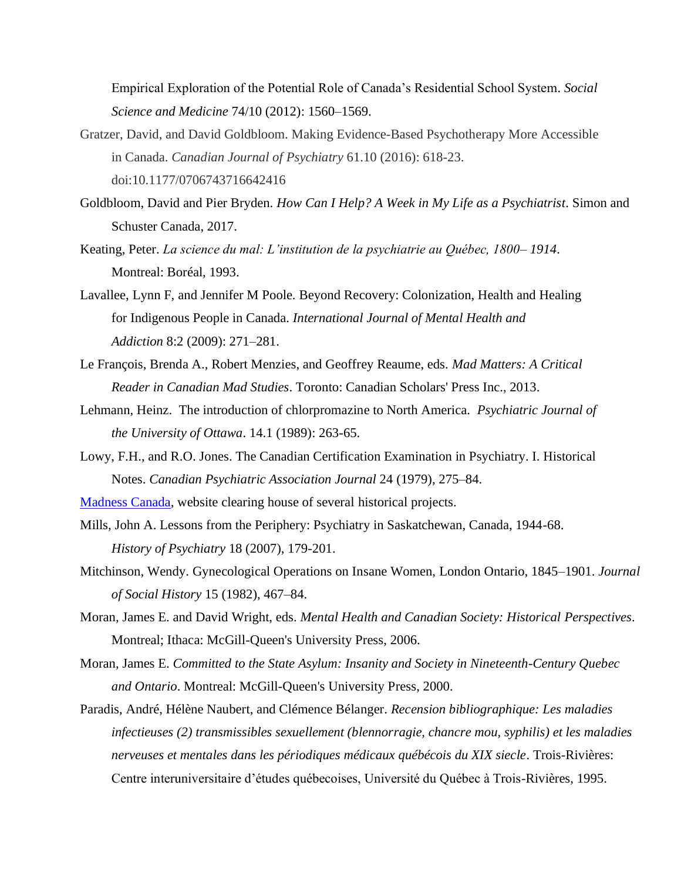Empirical Exploration of the Potential Role of Canada's Residential School System. *Social Science and Medicine* 74/10 (2012): 1560–1569.

Gratzer, David, and David Goldbloom. Making Evidence-Based Psychotherapy More Accessible in Canada. *Canadian Journal of Psychiatry* 61.10 (2016): 618-23. doi:10.1177/0706743716642416

Goldbloom, David and Pier Bryden. *How Can I Help? A Week in My Life as a Psychiatrist*. Simon and Schuster Canada, 2017.

Keating, Peter. *La science du mal: L'institution de la psychiatrie au Québec, 1800– 1914*. Montreal: Boréal, 1993.

Lavallee, Lynn F, and Jennifer M Poole. Beyond Recovery: Colonization, Health and Healing for Indigenous People in Canada. *International Journal of Mental Health and Addiction* 8:2 (2009): 271–281.

Le François, Brenda A., Robert Menzies, and Geoffrey Reaume, eds. *Mad Matters: A Critical Reader in Canadian Mad Studies*. Toronto: Canadian Scholars' Press Inc., 2013.

Lehmann, Heinz. The introduction of chlorpromazine to North America. *Psychiatric Journal of the University of Ottawa*. 14.1 (1989): 263-65.

Lowy, F.H., and R.O. Jones. The Canadian Certification Examination in Psychiatry. I. Historical Notes. *Canadian Psychiatric Association Journal* 24 (1979), 275–84.

Madness Canada, website clearing house of several historical projects.

Mills, John A. Lessons from the Periphery: Psychiatry in Saskatchewan, Canada, 1944-68. *History of Psychiatry* 18 (2007), 179-201.

Mitchinson, Wendy. Gynecological Operations on Insane Women, London Ontario, 1845–1901. *Journal of Social History* 15 (1982), 467–84.

Moran, James E. and David Wright, eds. *Mental Health and Canadian Society: Historical Perspectives*. Montreal; Ithaca: McGill-Queen's University Press, 2006.

Moran, James E. *Committed to the State Asylum: Insanity and Society in Nineteenth-Century Quebec and Ontario*. Montreal: McGill-Queen's University Press, 2000.

Paradis, André, Hélène Naubert, and Clémence Bélanger. *Recension bibliographique: Les maladies infectieuses (2) transmissibles sexuellement (blennorragie, chancre mou, syphilis) et les maladies nerveuses et mentales dans les périodiques médicaux québécois du XIX siecle*. Trois-Rivières: Centre interuniversitaire d'études québecoises, Université du Québec à Trois-Rivières, 1995.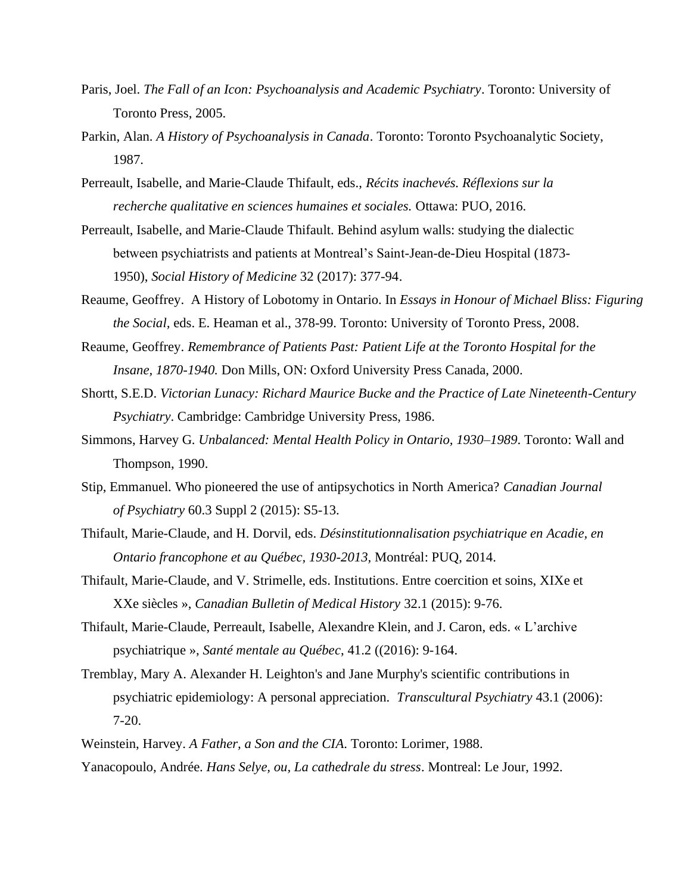Paris, Joel. *The Fall of an Icon: Psychoanalysis and Academic Psychiatry*. Toronto: University of Toronto Press, 2005.

Parkin, Alan. *A History of Psychoanalysis in Canada*. Toronto: Toronto Psychoanalytic Society, 1987.

Perreault, Isabelle, and Marie-Claude Thifault, eds., *Récits inachevés. Réflexions sur la recherche qualitative en sciences humaines et sociales.* Ottawa: PUO, 2016.

Perreault, Isabelle, and Marie-Claude Thifault. Behind asylum walls: studying the dialectic between psychiatrists and patients at Montreal's Saint-Jean-de-Dieu Hospital (1873-1950), *Social History of Medicine* 32 (2017): 377-94.

Reaume, Geoffrey. A History of Lobotomy in Ontario. In *Essays in Honour of Michael Bliss: Figuring the Social,* eds. E. Heaman et al., 378-99. Toronto: University of Toronto Press, 2008.

Reaume, Geoffrey. *Remembrance of Patients Past: Patient Life at the Toronto Hospital for the Insane, 1870-1940.* Don Mills, ON: Oxford University Press Canada, 2000.

Shortt, S.E.D. *Victorian Lunacy: Richard Maurice Bucke and the Practice of Late Nineteenth-Century Psychiatry*. Cambridge: Cambridge University Press, 1986.

Simmons, Harvey G. *Unbalanced: Mental Health Policy in Ontario, 1930–1989*. Toronto: Wall and Thompson, 1990.

Stip, Emmanuel. Who pioneered the use of antipsychotics in North America? *Canadian Journal of Psychiatry* 60.3 Suppl 2 (2015): S5-13.

Thifault, Marie-Claude, and H. Dorvil, eds. *Désinstitutionnalisation psychiatrique en Acadie, en Ontario francophone et au Québec, 1930-2013,* Montréal: PUQ, 2014.

Thifault, Marie-Claude, and V. Strimelle, eds. Institutions. Entre coercition et soins, XIXe et XXe siècles », *Canadian Bulletin of Medical History* 32.1 (2015): 9-76.

Thifault, Marie-Claude, Perreault, Isabelle, Alexandre Klein, and J. Caron, eds. « L'archive psychiatrique », *Santé mentale au Québec*, 41.2 ((2016): 9-164.

Tremblay, Mary A. Alexander H. Leighton's and Jane Murphy's scientific contributions in psychiatric epidemiology: A personal appreciation. *Transcultural Psychiatry* 43.1 (2006): 7-20.

Weinstein, Harvey. *A Father, a Son and the CIA.* Toronto: Lorimer, 1988.

Yanacopoulo, Andrée. *Hans Selye, ou, La cathedrale du stress*. Montreal: Le Jour, 1992.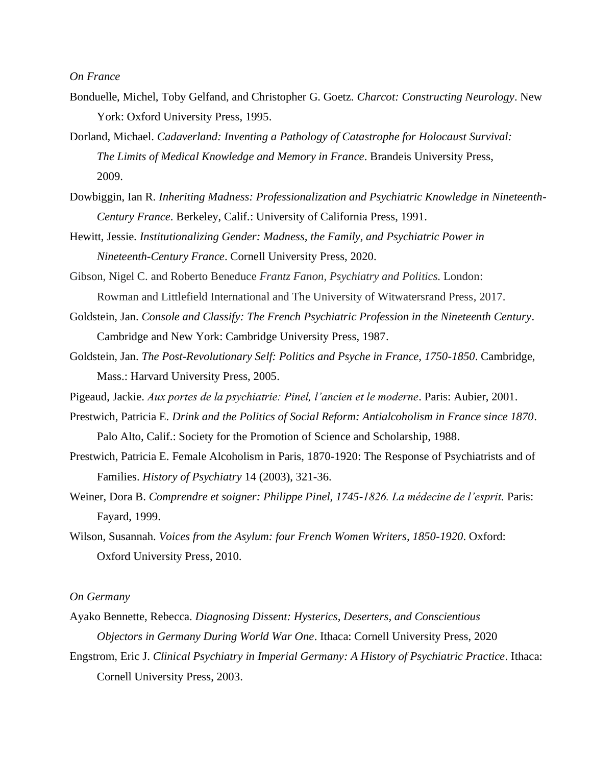*On France*

Bonduelle, Michel, Toby Gelfand, and Christopher G. Goetz. *Charcot: Constructing Neurology*. New York: Oxford University Press, 1995.

Dorland, Michael. *Cadaverland: Inventing a Pathology of Catastrophe for Holocaust Survival: The Limits of Medical Knowledge and Memory in France*. Brandeis University Press, 2009.

Dowbiggin, Ian R. *Inheriting Madness: Professionalization and Psychiatric Knowledge in Nineteenth-Century France*. Berkeley, Calif.: University of California Press, 1991.

Hewitt, Jessie. *Institutionalizing Gender: Madness, the Family, and Psychiatric Power in Nineteenth-Century France*. Cornell University Press, 2020.

Gibson, Nigel C. and Roberto Beneduce *Frantz Fanon, Psychiatry and Politics.* London: Rowman and Littlefield International and The University of Witwatersrand Press, 2017.

Goldstein, Jan. *Console and Classify: The French Psychiatric Profession in the Nineteenth Century*. Cambridge and New York: Cambridge University Press, 1987.

Goldstein, Jan. *The Post-Revolutionary Self: Politics and Psyche in France, 1750-1850*. Cambridge, Mass.: Harvard University Press, 2005.

Pigeaud, Jackie. *Aux portes de la psychiatrie: Pinel, l'ancien et le moderne*. Paris: Aubier, 2001.

Prestwich, Patricia E. *Drink and the Politics of Social Reform: Antialcoholism in France since 1870*. Palo Alto, Calif.: Society for the Promotion of Science and Scholarship, 1988.

Prestwich, Patricia E. Female Alcoholism in Paris, 1870-1920: The Response of Psychiatrists and of Families. *History of Psychiatry* 14 (2003), 321-36.

Weiner, Dora B. *Comprendre et soigner: Philippe Pinel, 1745-1826. La médecine de l'esprit.* Paris: Fayard, 1999.

Wilson, Susannah. *Voices from the Asylum: four French Women Writers, 1850-1920*. Oxford: Oxford University Press, 2010.

*On Germany*

Ayako Bennette, Rebecca. *Diagnosing Dissent: Hysterics, Deserters, and Conscientious Objectors in Germany During World War One*. Ithaca: Cornell University Press, 2020

Engstrom, Eric J. *Clinical Psychiatry in Imperial Germany: A History of Psychiatric Practice*. Ithaca: Cornell University Press, 2003.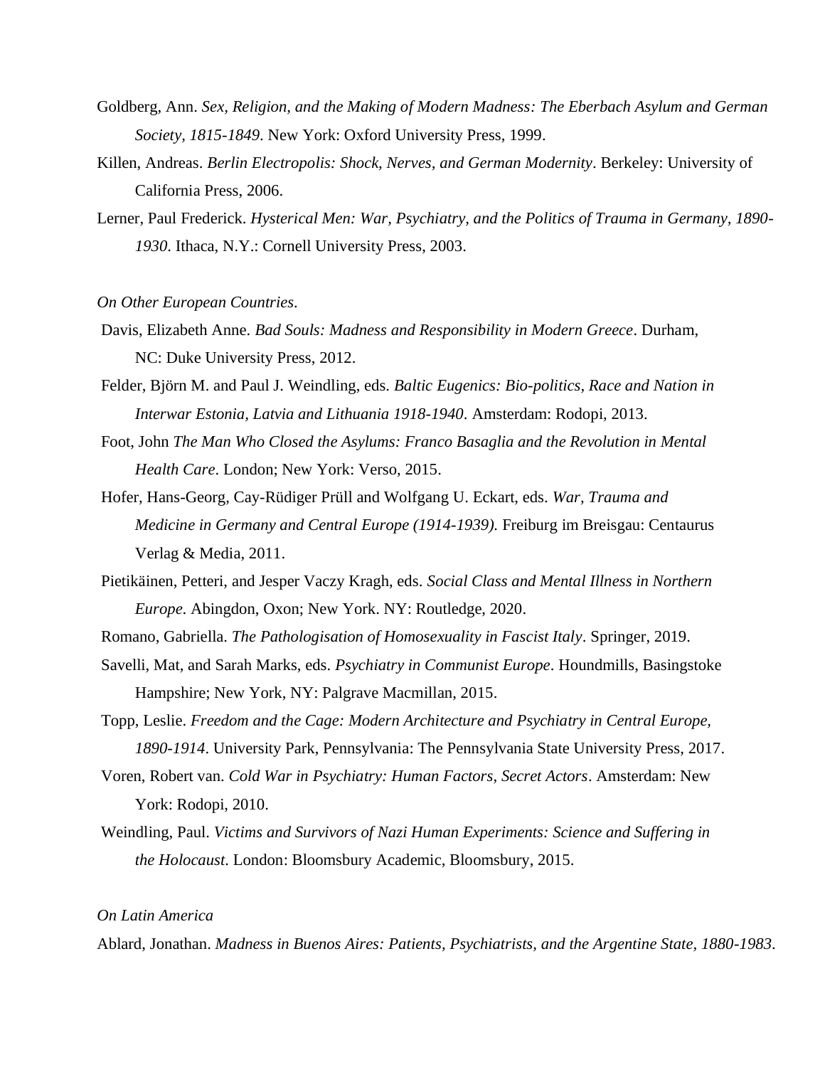Goldberg, Ann. *Sex, Religion, and the Making of Modern Madness: The Eberbach Asylum and German Society, 1815-1849*. New York: Oxford University Press, 1999.

Killen, Andreas. *Berlin Electropolis: Shock, Nerves, and German Modernity*. Berkeley: University of California Press, 2006.

Lerner, Paul Frederick. *Hysterical Men: War, Psychiatry, and the Politics of Trauma in Germany, 1890-1930*. Ithaca, N.Y.: Cornell University Press, 2003.

*On Other European Countries.*

Davis, Elizabeth Anne. *Bad Souls: Madness and Responsibility in Modern Greece*. Durham, NC: Duke University Press, 2012.

Felder, Björn M. and Paul J. Weindling, eds. *Baltic Eugenics: Bio-politics, Race and Nation in Interwar Estonia, Latvia and Lithuania 1918-1940*. Amsterdam: Rodopi, 2013.

Foot, John *The Man Who Closed the Asylums: Franco Basaglia and the Revolution in Mental Health Care*. London; New York: Verso, 2015.

Hofer, Hans-Georg, Cay-Rüdiger Prüll and Wolfgang U. Eckart, eds. *War, Trauma and Medicine in Germany and Central Europe (1914-1939).* Freiburg im Breisgau: Centaurus Verlag & Media, 2011.

Pietikäinen, Petteri, and Jesper Vaczy Kragh, eds. *Social Class and Mental Illness in Northern Europe*. Abingdon, Oxon; New York. NY: Routledge, 2020.

Romano, Gabriella. *The Pathologisation of Homosexuality in Fascist Italy*. Springer, 2019.

Savelli, Mat, and Sarah Marks, eds. *Psychiatry in Communist Europe*. Houndmills, Basingstoke Hampshire; New York, NY: Palgrave Macmillan, 2015.

Topp, Leslie. *Freedom and the Cage: Modern Architecture and Psychiatry in Central Europe, 1890-1914*. University Park, Pennsylvania: The Pennsylvania State University Press, 2017.

Voren, Robert van. *Cold War in Psychiatry: Human Factors, Secret Actors*. Amsterdam: New York: Rodopi, 2010.

Weindling, Paul. *Victims and Survivors of Nazi Human Experiments: Science and Suffering in the Holocaust*. London: Bloomsbury Academic, Bloomsbury, 2015.

*On Latin America*

Ablard, Jonathan. *Madness in Buenos Aires: Patients, Psychiatrists, and the Argentine State, 1880-1983*.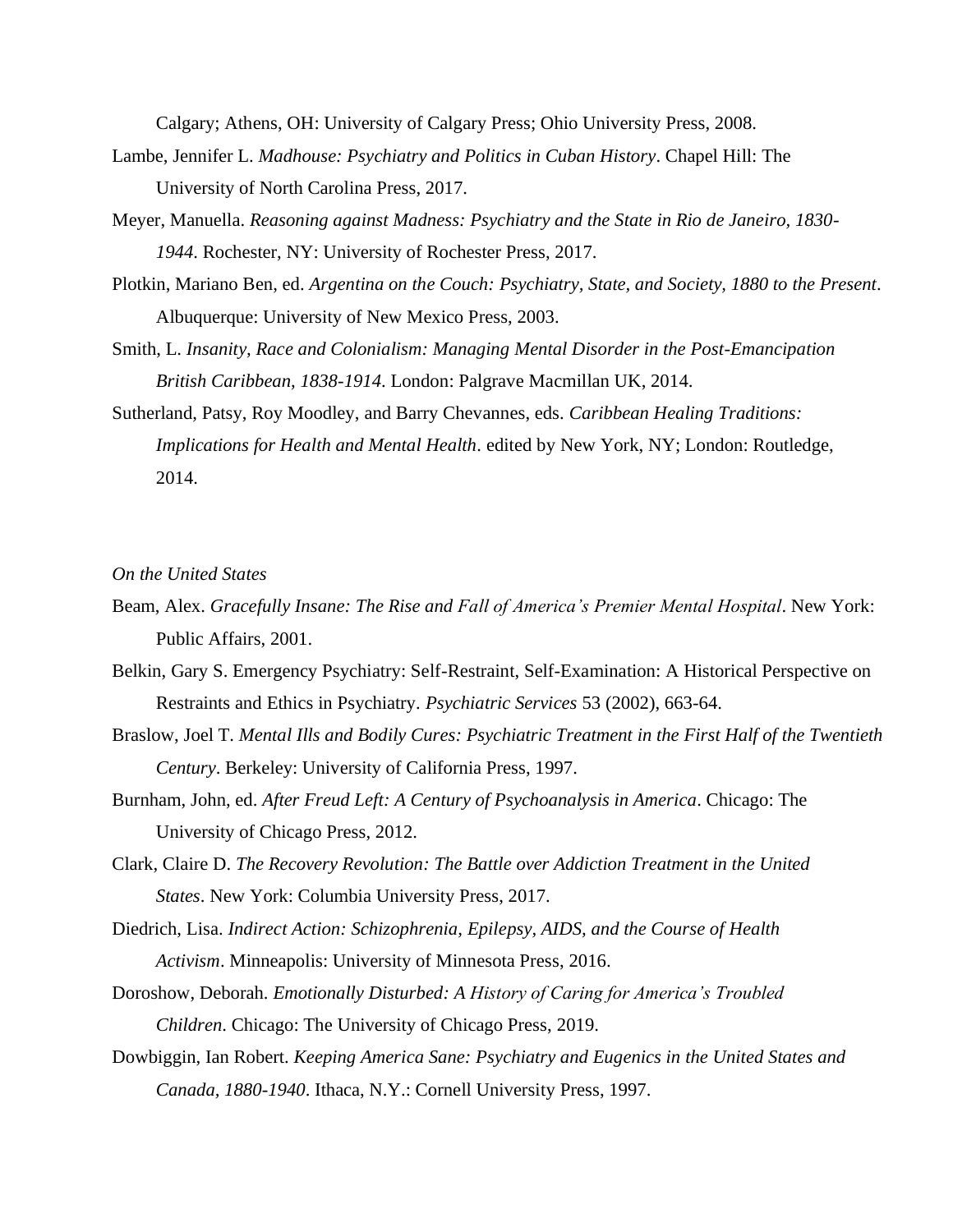Calgary; Athens, OH: University of Calgary Press; Ohio University Press, 2008.

Lambe, Jennifer L. *Madhouse: Psychiatry and Politics in Cuban History*. Chapel Hill: The University of North Carolina Press, 2017.

Meyer, Manuella. *Reasoning against Madness: Psychiatry and the State in Rio de Janeiro, 1830-1944*. Rochester, NY: University of Rochester Press, 2017.

Plotkin, Mariano Ben, ed. *Argentina on the Couch: Psychiatry, State, and Society, 1880 to the Present*. Albuquerque: University of New Mexico Press, 2003.

Smith, L. *Insanity, Race and Colonialism: Managing Mental Disorder in the Post-Emancipation British Caribbean, 1838-1914*. London: Palgrave Macmillan UK, 2014.

Sutherland, Patsy, Roy Moodley, and Barry Chevannes, eds. *Caribbean Healing Traditions: Implications for Health and Mental Health*. edited by New York, NY; London: Routledge, 2014.

*On the United States*

Beam, Alex. *Gracefully Insane: The Rise and Fall of America's Premier Mental Hospital*. New York: Public Affairs, 2001.

Belkin, Gary S. Emergency Psychiatry: Self-Restraint, Self-Examination: A Historical Perspective on Restraints and Ethics in Psychiatry. *Psychiatric Services* 53 (2002), 663-64.

Braslow, Joel T. *Mental Ills and Bodily Cures: Psychiatric Treatment in the First Half of the Twentieth Century*. Berkeley: University of California Press, 1997.

Burnham, John, ed. *After Freud Left: A Century of Psychoanalysis in America*. Chicago: The University of Chicago Press, 2012.

Clark, Claire D. *The Recovery Revolution: The Battle over Addiction Treatment in the United States*. New York: Columbia University Press, 2017.

Diedrich, Lisa. *Indirect Action: Schizophrenia, Epilepsy, AIDS, and the Course of Health Activism*. Minneapolis: University of Minnesota Press, 2016.

Doroshow, Deborah. *Emotionally Disturbed: A History of Caring for America's Troubled Children*. Chicago: The University of Chicago Press, 2019.

Dowbiggin, Ian Robert. *Keeping America Sane: Psychiatry and Eugenics in the United States and Canada, 1880-1940*. Ithaca, N.Y.: Cornell University Press, 1997.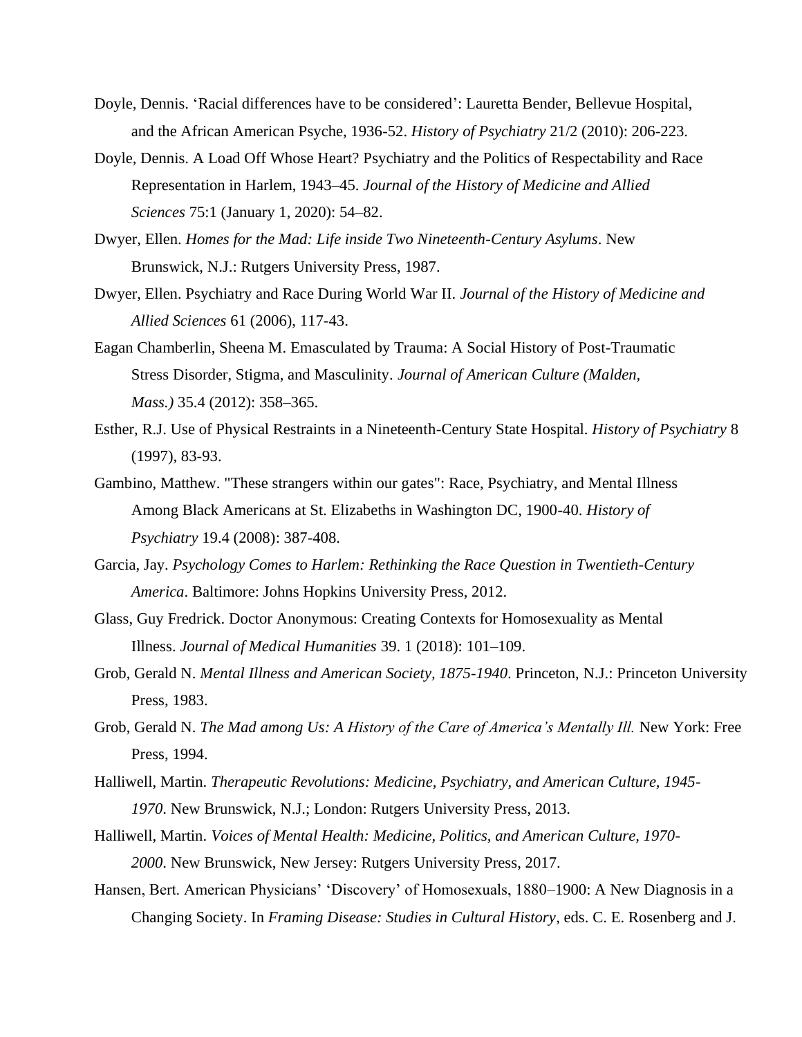Doyle, Dennis. 'Racial differences have to be considered': Lauretta Bender, Bellevue Hospital, and the African American Psyche, 1936-52. *History of Psychiatry* 21/2 (2010): 206-223.

Doyle, Dennis. A Load Off Whose Heart? Psychiatry and the Politics of Respectability and Race Representation in Harlem, 1943–45. *Journal of the History of Medicine and Allied Sciences* 75:1 (January 1, 2020): 54–82.

Dwyer, Ellen. *Homes for the Mad: Life inside Two Nineteenth-Century Asylums*. New Brunswick, N.J.: Rutgers University Press, 1987.

Dwyer, Ellen. Psychiatry and Race During World War II. *Journal of the History of Medicine and Allied Sciences* 61 (2006), 117-43.

Eagan Chamberlin, Sheena M. Emasculated by Trauma: A Social History of Post-Traumatic Stress Disorder, Stigma, and Masculinity. *Journal of American Culture (Malden, Mass.)* 35.4 (2012): 358–365.

Esther, R.J. Use of Physical Restraints in a Nineteenth-Century State Hospital. *History of Psychiatry* 8 (1997), 83-93.

Gambino, Matthew. "These strangers within our gates": Race, Psychiatry, and Mental Illness Among Black Americans at St. Elizabeths in Washington DC, 1900-40. *History of Psychiatry* 19.4 (2008): 387-408.

Garcia, Jay. *Psychology Comes to Harlem: Rethinking the Race Question in Twentieth-Century America*. Baltimore: Johns Hopkins University Press, 2012.

Glass, Guy Fredrick. Doctor Anonymous: Creating Contexts for Homosexuality as Mental Illness. *Journal of Medical Humanities* 39. 1 (2018): 101–109.

Grob, Gerald N. *Mental Illness and American Society, 1875-1940*. Princeton, N.J.: Princeton University Press, 1983.

Grob, Gerald N. *The Mad among Us: A History of the Care of America's Mentally Ill.* New York: Free Press, 1994.

Halliwell, Martin. *Therapeutic Revolutions: Medicine, Psychiatry, and American Culture, 1945-1970*. New Brunswick, N.J.; London: Rutgers University Press, 2013.

Halliwell, Martin. *Voices of Mental Health: Medicine, Politics, and American Culture, 1970-2000*. New Brunswick, New Jersey: Rutgers University Press, 2017.

Hansen, Bert. American Physicians' 'Discovery' of Homosexuals, 1880–1900: A New Diagnosis in a Changing Society. In *Framing Disease: Studies in Cultural History*, eds. C. E. Rosenberg and J.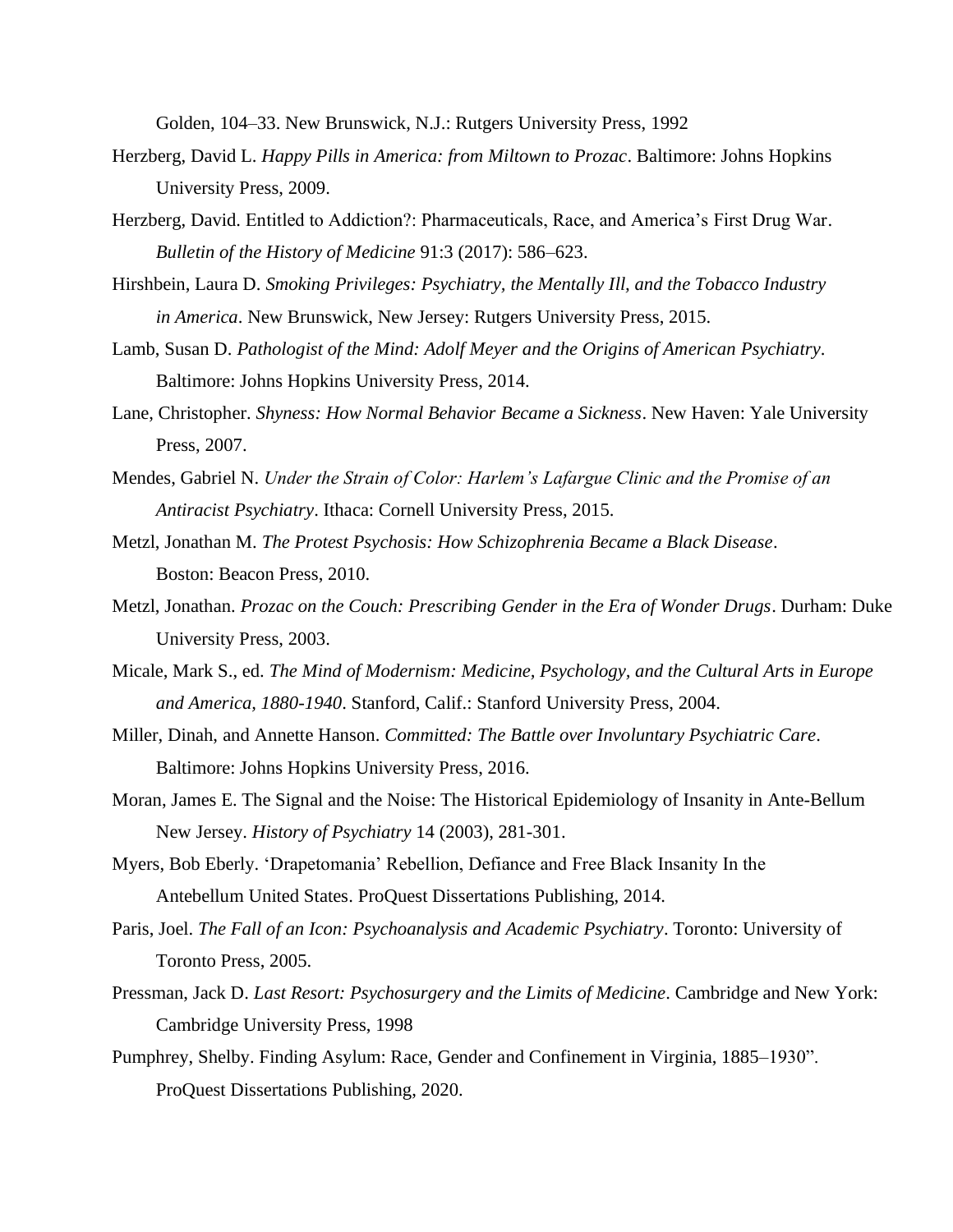Golden, 104–33. New Brunswick, N.J.: Rutgers University Press, 1992

Herzberg, David L. *Happy Pills in America: from Miltown to Prozac*. Baltimore: Johns Hopkins University Press, 2009.

Herzberg, David. Entitled to Addiction?: Pharmaceuticals, Race, and America's First Drug War. *Bulletin of the History of Medicine* 91:3 (2017): 586–623.

Hirshbein, Laura D. *Smoking Privileges: Psychiatry, the Mentally Ill, and the Tobacco Industry in America*. New Brunswick, New Jersey: Rutgers University Press, 2015.

Lamb, Susan D. *Pathologist of the Mind: Adolf Meyer and the Origins of American Psychiatry*. Baltimore: Johns Hopkins University Press, 2014.

Lane, Christopher. *Shyness: How Normal Behavior Became a Sickness*. New Haven: Yale University Press, 2007.

Mendes, Gabriel N. *Under the Strain of Color: Harlem's Lafargue Clinic and the Promise of an Antiracist Psychiatry*. Ithaca: Cornell University Press, 2015.

Metzl, Jonathan M. *The Protest Psychosis: How Schizophrenia Became a Black Disease*. Boston: Beacon Press, 2010.

Metzl, Jonathan. *Prozac on the Couch: Prescribing Gender in the Era of Wonder Drugs*. Durham: Duke University Press, 2003.

Micale, Mark S., ed. *The Mind of Modernism: Medicine, Psychology, and the Cultural Arts in Europe and America, 1880-1940*. Stanford, Calif.: Stanford University Press, 2004.

Miller, Dinah, and Annette Hanson. *Committed: The Battle over Involuntary Psychiatric Care*. Baltimore: Johns Hopkins University Press, 2016.

Moran, James E. The Signal and the Noise: The Historical Epidemiology of Insanity in Ante-Bellum New Jersey. *History of Psychiatry* 14 (2003), 281-301.

Myers, Bob Eberly. 'Drapetomania' Rebellion, Defiance and Free Black Insanity In the Antebellum United States. ProQuest Dissertations Publishing, 2014.

Paris, Joel. *The Fall of an Icon: Psychoanalysis and Academic Psychiatry*. Toronto: University of Toronto Press, 2005.

Pressman, Jack D. *Last Resort: Psychosurgery and the Limits of Medicine*. Cambridge and New York: Cambridge University Press, 1998

Pumphrey, Shelby. Finding Asylum: Race, Gender and Confinement in Virginia, 1885–1930". ProQuest Dissertations Publishing, 2020.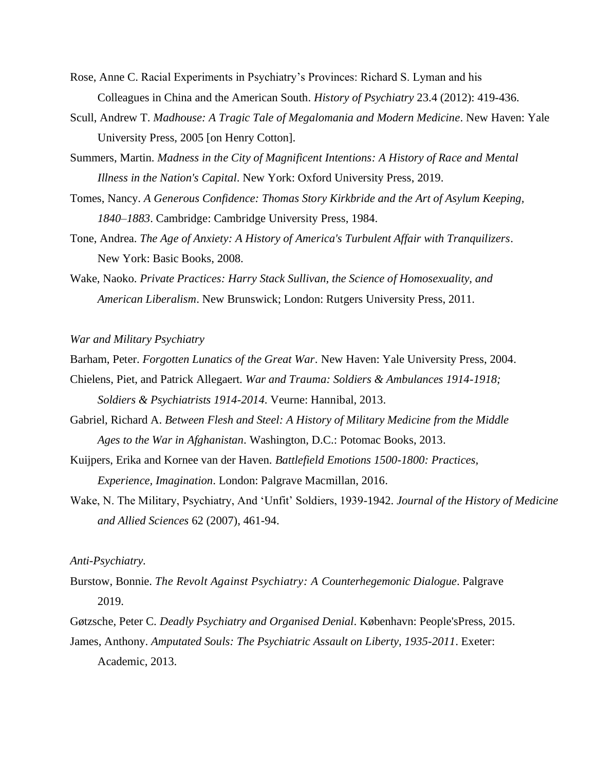Rose, Anne C. Racial Experiments in Psychiatry's Provinces: Richard S. Lyman and his Colleagues in China and the American South. *History of Psychiatry* 23.4 (2012): 419-436.

Scull, Andrew T. *Madhouse: A Tragic Tale of Megalomania and Modern Medicine*. New Haven: Yale University Press, 2005 [on Henry Cotton].

Summers, Martin. *Madness in the City of Magnificent Intentions: A History of Race and Mental Illness in the Nation's Capital*. New York: Oxford University Press, 2019.

Tomes, Nancy. *A Generous Confidence: Thomas Story Kirkbride and the Art of Asylum Keeping, 1840–1883*. Cambridge: Cambridge University Press, 1984.

Tone, Andrea. *The Age of Anxiety: A History of America's Turbulent Affair with Tranquilizers*. New York: Basic Books, 2008.

Wake, Naoko. *Private Practices: Harry Stack Sullivan, the Science of Homosexuality, and American Liberalism*. New Brunswick; London: Rutgers University Press, 2011.

*War and Military Psychiatry*

Barham, Peter. *Forgotten Lunatics of the Great War*. New Haven: Yale University Press, 2004.

Chielens, Piet, and Patrick Allegaert. *War and Trauma: Soldiers & Ambulances 1914-1918; Soldiers & Psychiatrists 1914-2014*. Veurne: Hannibal, 2013.

Gabriel, Richard A. *Between Flesh and Steel: A History of Military Medicine from the Middle Ages to the War in Afghanistan*. Washington, D.C.: Potomac Books, 2013.

Kuijpers, Erika and Kornee van der Haven. *Battlefield Emotions 1500-1800: Practices, Experience, Imagination*. London: Palgrave Macmillan, 2016.

Wake, N. The Military, Psychiatry, And 'Unfit' Soldiers, 1939-1942. *Journal of the History of Medicine and Allied Sciences* 62 (2007), 461-94.

*Anti-Psychiatry.*

Burstow, Bonnie. *The Revolt Against Psychiatry: A Counterhegemonic Dialogue*. Palgrave 2019.

Gøtzsche, Peter C. *Deadly Psychiatry and Organised Denial*. København: People'sPress, 2015.

James, Anthony. *Amputated Souls: The Psychiatric Assault on Liberty, 1935-2011*. Exeter: Academic, 2013.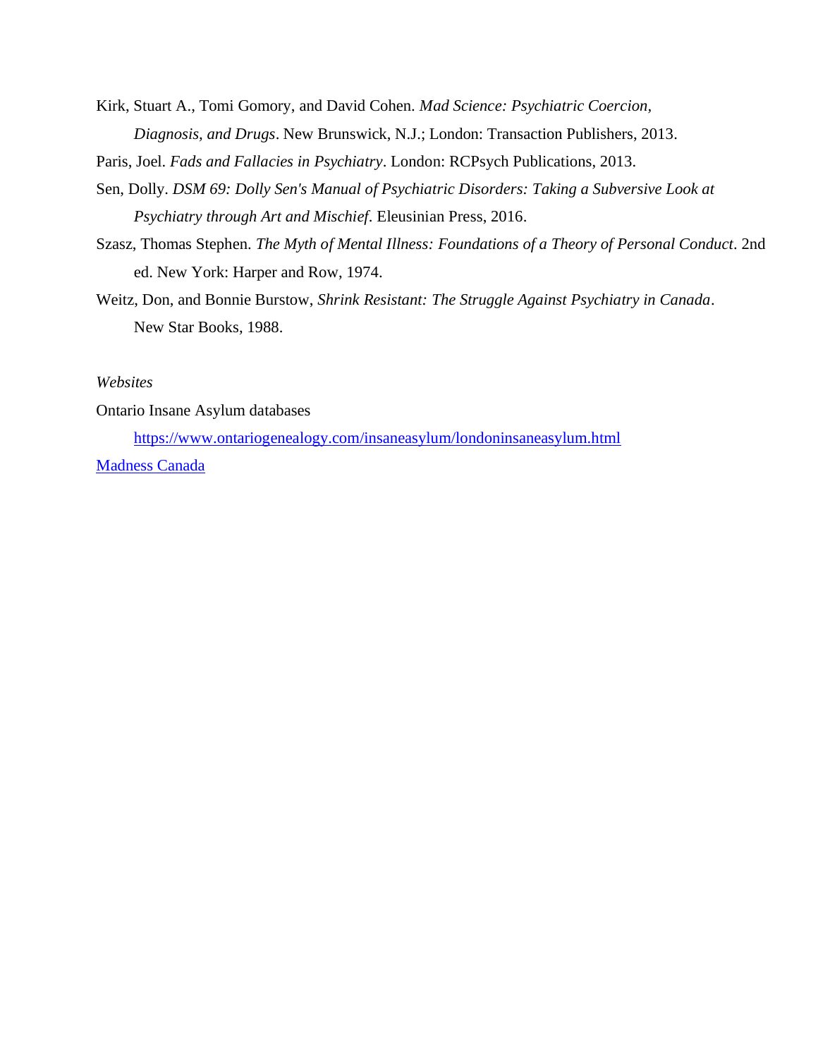Kirk, Stuart A., Tomi Gomory, and David Cohen. *Mad Science: Psychiatric Coercion, Diagnosis, and Drugs*. New Brunswick, N.J.; London: Transaction Publishers, 2013.

Paris, Joel. *Fads and Fallacies in Psychiatry*. London: RCPsych Publications, 2013.

Sen, Dolly. *DSM 69: Dolly Sen's Manual of Psychiatric Disorders: Taking a Subversive Look at Psychiatry through Art and Mischief*. Eleusinian Press, 2016.

Szasz, Thomas Stephen. *The Myth of Mental Illness: Foundations of a Theory of Personal Conduct*. 2nd ed. New York: Harper and Row, 1974.

Weitz, Don, and Bonnie Burstow, *Shrink Resistant: The Struggle Against Psychiatry in Canada*. New Star Books, 1988.

*Websites*

Ontario Insane Asylum databases

https://www.ontariogenealogy.com/insaneasylum/londoninsaneasylum.html

Madness Canada